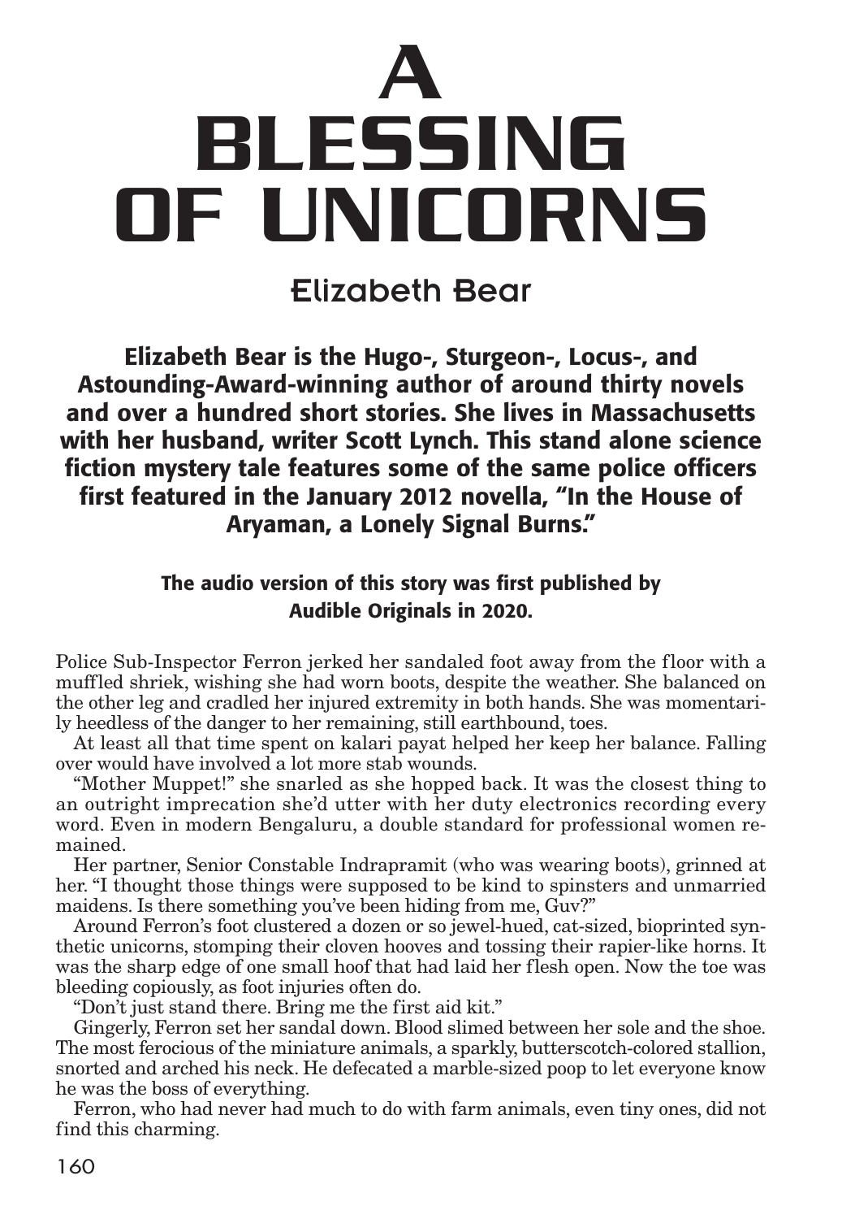# A BLESSING OF UNICORNS

## Elizabeth Bear

**Elizabeth Bear is the Hugo-, Sturgeon-, Locus-, and Astounding-Award-winning author of around thirty novels and over a hundred short stories. She lives in Massachusetts with her husband, writer Scott Lynch. This stand alone science fiction mystery tale features some of the same police officers first featured in the January 2012 novella, "In the House of Aryaman, a Lonely Signal Burns."**

**The audio version of this story was first published by Audible Originals in 2020.**

Police Sub-Inspector Ferron jerked her sandaled foot away from the floor with a muffled shriek, wishing she had worn boots, despite the weather. She balanced on the other leg and cradled her injured extremity in both hands. She was momentarily heedless of the danger to her remaining, still earthbound, toes.

At least all that time spent on kalari payat helped her keep her balance. Falling over would have involved a lot more stab wounds.

"Mother Muppet!" she snarled as she hopped back. It was the closest thing to an outright imprecation she'd utter with her duty electronics recording every word. Even in modern Bengaluru, a double standard for professional women remained.

Her partner, Senior Constable Indrapramit (who was wearing boots), grinned at her. "I thought those things were supposed to be kind to spinsters and unmarried maidens. Is there something you've been hiding from me, Guv?"

Around Ferron's foot clustered a dozen or so jewel-hued, cat-sized, bioprinted synthetic unicorns, stomping their cloven hooves and tossing their rapier-like horns. It was the sharp edge of one small hoof that had laid her flesh open. Now the toe was bleeding copiously, as foot injuries often do.

"Don't just stand there. Bring me the first aid kit."

Gingerly, Ferron set her sandal down. Blood slimed between her sole and the shoe. The most ferocious of the miniature animals, a sparkly, butterscotch-colored stallion, snorted and arched his neck. He defecated a marble-sized poop to let everyone know he was the boss of everything.

Ferron, who had never had much to do with farm animals, even tiny ones, did not find this charming.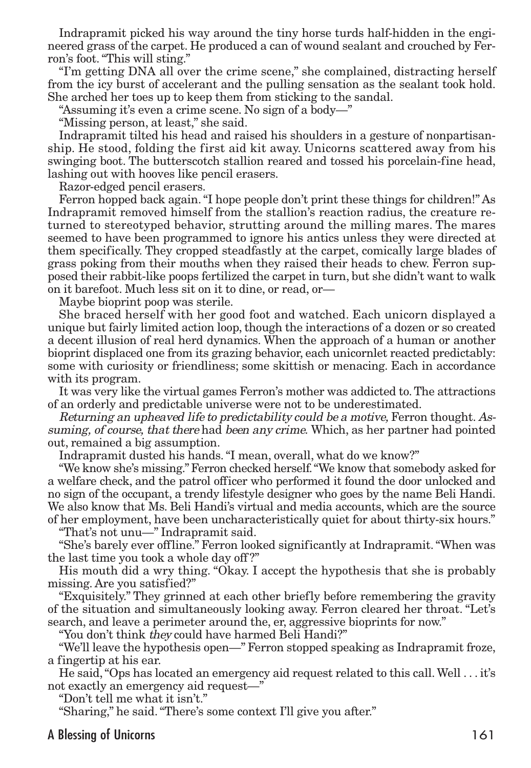Indrapramit picked his way around the tiny horse turds half-hidden in the engineered grass of the carpet. He produced a can of wound sealant and crouched by Ferron's foot. "This will sting."

"I'm getting DNA all over the crime scene," she complained, distracting herself from the icy burst of accelerant and the pulling sensation as the sealant took hold. She arched her toes up to keep them from sticking to the sandal.

"Assuming it's even a crime scene. No sign of a body—"

"Missing person, at least," she said.

Indrapramit tilted his head and raised his shoulders in a gesture of nonpartisanship. He stood, folding the first aid kit away. Unicorns scattered away from his swinging boot. The butterscotch stallion reared and tossed his porcelain-fine head, lashing out with hooves like pencil erasers.

Razor-edged pencil erasers.

Ferron hopped back again. "I hope people don't print these things for children!" As Indrapramit removed himself from the stallion's reaction radius, the creature returned to stereotyped behavior, strutting around the milling mares. The mares seemed to have been programmed to ignore his antics unless they were directed at them specifically. They cropped steadfastly at the carpet, comically large blades of grass poking from their mouths when they raised their heads to chew. Ferron supposed their rabbit-like poops fertilized the carpet in turn, but she didn't want to walk on it barefoot. Much less sit on it to dine, or read, or—

Maybe bioprint poop was sterile.

She braced herself with her good foot and watched. Each unicorn displayed a unique but fairly limited action loop, though the interactions of a dozen or so created a decent illusion of real herd dynamics. When the approach of a human or another bioprint displaced one from its grazing behavior, each unicornlet reacted predictably: some with curiosity or friendliness; some skittish or menacing. Each in accordance with its program.

It was very like the virtual games Ferron's mother was addicted to. The attractions of an orderly and predictable universe were not to be underestimated.

*Returning an upheaved life to predictability could be a motive,* Ferron thought. *Assuming, of course, that there* had *been any crime.* Which, as her partner had pointed out, remained a big assumption.

Indrapramit dusted his hands. "I mean, overall, what do we know?"

"We know she's missing." Ferron checked herself. "We know that somebody asked for a welfare check, and the patrol officer who performed it found the door unlocked and no sign of the occupant, a trendy lifestyle designer who goes by the name Beli Handi. We also know that Ms. Beli Handi's virtual and media accounts, which are the source of her employment, have been uncharacteristically quiet for about thirty-six hours."

"That's not unu—" Indrapramit said.

"She's barely ever offline." Ferron looked significantly at Indrapramit. "When was the last time you took a whole day off?"

His mouth did a wry thing. "Okay. I accept the hypothesis that she is probably missing. Are you satisfied?"

"Exquisitely." They grinned at each other briefly before remembering the gravity of the situation and simultaneously looking away. Ferron cleared her throat. "Let's search, and leave a perimeter around the, er, aggressive bioprints for now."

"You don't think *they* could have harmed Beli Handi?"

"We'll leave the hypothesis open—" Ferron stopped speaking as Indrapramit froze, a fingertip at his ear.

He said, "Ops has located an emergency aid request related to this call. Well . . . it's not exactly an emergency aid request—"

"Don't tell me what it isn't."

"Sharing," he said. "There's some context I'll give you after."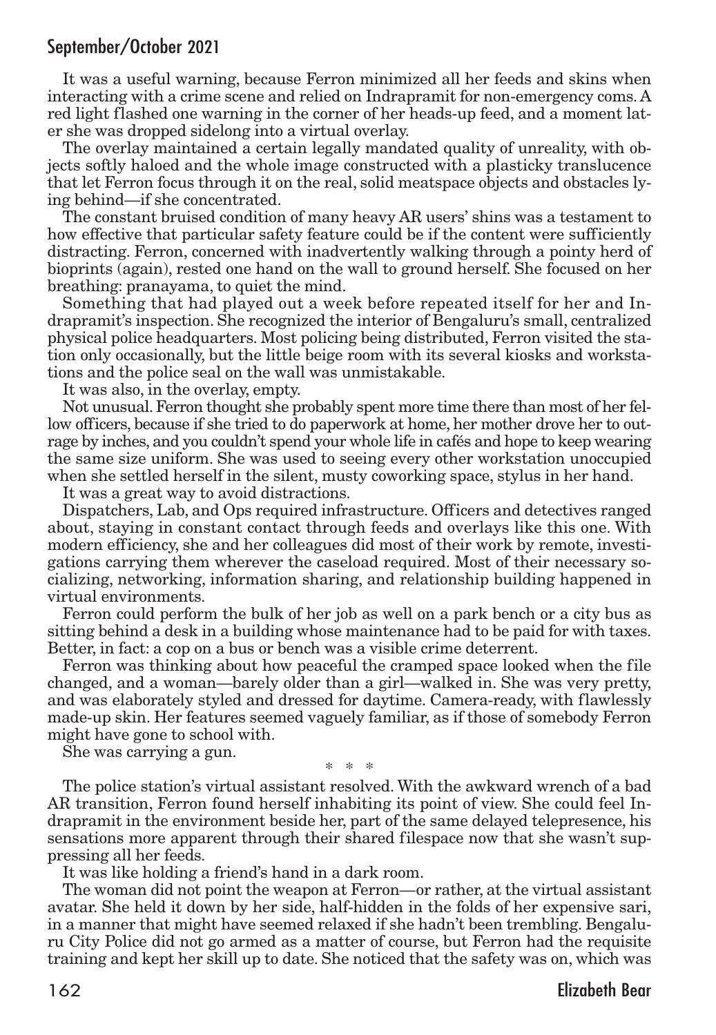It was a useful warning, because Ferron minimized all her feeds and skins when interacting with a crime scene and relied on Indrapramit for non-emergency coms. A red light flashed one warning in the corner of her heads-up feed, and a moment later she was dropped sidelong into a virtual overlay.

The overlay maintained a certain legally mandated quality of unreality, with objects softly haloed and the whole image constructed with a plasticky translucence that let Ferron focus through it on the real, solid meatspace objects and obstacles lying behind—if she concentrated.

The constant bruised condition of many heavy AR users' shins was a testament to how effective that particular safety feature could be if the content were sufficiently distracting. Ferron, concerned with inadvertently walking through a pointy herd of bioprints (again), rested one hand on the wall to ground herself. She focused on her breathing: pranayama, to quiet the mind.

Something that had played out a week before repeated itself for her and Indrapramit's inspection. She recognized the interior of Bengaluru's small, centralized physical police headquarters. Most policing being distributed, Ferron visited the station only occasionally, but the little beige room with its several kiosks and workstations and the police seal on the wall was unmistakable.

It was also, in the overlay, empty.

Not unusual. Ferron thought she probably spent more time there than most of her fellow officers, because if she tried to do paperwork at home, her mother drove her to outrage by inches, and you couldn't spend your whole life in cafés and hope to keep wearing the same size uniform. She was used to seeing every other workstation unoccupied when she settled herself in the silent, musty coworking space, stylus in her hand.

It was a great way to avoid distractions.

Dispatchers, Lab, and Ops required infrastructure. Officers and detectives ranged about, staying in constant contact through feeds and overlays like this one. With modern efficiency, she and her colleagues did most of their work by remote, investigations carrying them wherever the caseload required. Most of their necessary socializing, networking, information sharing, and relationship building happened in virtual environments.

Ferron could perform the bulk of her job as well on a park bench or a city bus as sitting behind a desk in a building whose maintenance had to be paid for with taxes. Better, in fact: a cop on a bus or bench was a visible crime deterrent.

Ferron was thinking about how peaceful the cramped space looked when the file changed, and a woman—barely older than a girl—walked in. She was very pretty, and was elaborately styled and dressed for daytime. Camera-ready, with flawlessly made-up skin. Her features seemed vaguely familiar, as if those of somebody Ferron might have gone to school with.

She was carrying a gun.

\* \* \*

The police station's virtual assistant resolved. With the awkward wrench of a bad AR transition, Ferron found herself inhabiting its point of view. She could feel Indrapramit in the environment beside her, part of the same delayed telepresence, his sensations more apparent through their shared filespace now that she wasn't suppressing all her feeds.

It was like holding a friend's hand in a dark room.

The woman did not point the weapon at Ferron—or rather, at the virtual assistant avatar. She held it down by her side, half-hidden in the folds of her expensive sari, in a manner that might have seemed relaxed if she hadn't been trembling. Bengaluru City Police did not go armed as a matter of course, but Ferron had the requisite training and kept her skill up to date. She noticed that the safety was on, which was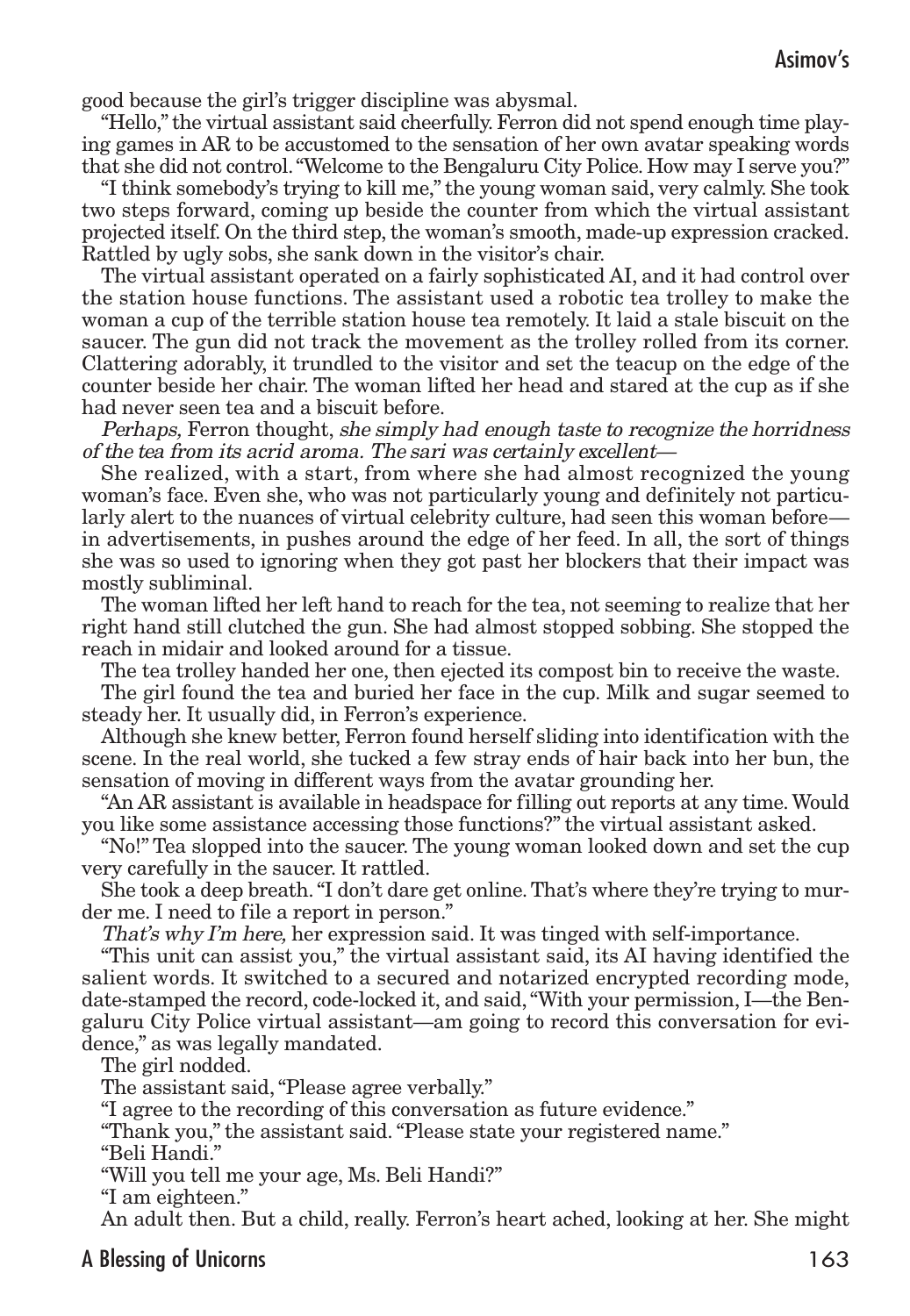good because the girl's trigger discipline was abysmal.

"Hello," the virtual assistant said cheerfully. Ferron did not spend enough time playing games in AR to be accustomed to the sensation of her own avatar speaking words that she did not control. "Welcome to the Bengaluru City Police. How may I serve you?"

"I think somebody's trying to kill me," the young woman said, very calmly. She took two steps forward, coming up beside the counter from which the virtual assistant projected itself. On the third step, the woman's smooth, made-up expression cracked. Rattled by ugly sobs, she sank down in the visitor's chair.

The virtual assistant operated on a fairly sophisticated AI, and it had control over the station house functions. The assistant used a robotic tea trolley to make the woman a cup of the terrible station house tea remotely. It laid a stale biscuit on the saucer. The gun did not track the movement as the trolley rolled from its corner. Clattering adorably, it trundled to the visitor and set the teacup on the edge of the counter beside her chair. The woman lifted her head and stared at the cup as if she had never seen tea and a biscuit before.

*Perhaps,* Ferron thought, *she simply had enough taste to recognize the horridness of the tea from its acrid aroma. The sari was certainly excellent—*

She realized, with a start, from where she had almost recognized the young woman's face. Even she, who was not particularly young and definitely not particularly alert to the nuances of virtual celebrity culture, had seen this woman before—in advertisements, in pushes around the edge of her feed. In all, the sort of things she was so used to ignoring when they got past her blockers that their impact was mostly subliminal.

The woman lifted her left hand to reach for the tea, not seeming to realize that her right hand still clutched the gun. She had almost stopped sobbing. She stopped the reach in midair and looked around for a tissue.

The tea trolley handed her one, then ejected its compost bin to receive the waste.

The girl found the tea and buried her face in the cup. Milk and sugar seemed to steady her. It usually did, in Ferron's experience.

Although she knew better, Ferron found herself sliding into identification with the scene. In the real world, she tucked a few stray ends of hair back into her bun, the sensation of moving in different ways from the avatar grounding her.

"An AR assistant is available in headspace for filling out reports at any time. Would you like some assistance accessing those functions?" the virtual assistant asked.

"No!" Tea slopped into the saucer. The young woman looked down and set the cup very carefully in the saucer. It rattled.

She took a deep breath. "I don't dare get online. That's where they're trying to murder me. I need to file a report in person."

*That's why I'm here,* her expression said. It was tinged with self-importance.

"This unit can assist you," the virtual assistant said, its AI having identified the salient words. It switched to a secured and notarized encrypted recording mode, date-stamped the record, code-locked it, and said, "With your permission, I—the Bengaluru City Police virtual assistant—am going to record this conversation for evidence," as was legally mandated.

The girl nodded.

The assistant said, "Please agree verbally."

"I agree to the recording of this conversation as future evidence."

"Thank you," the assistant said. "Please state your registered name."

"Beli Handi."

"Will you tell me your age, Ms. Beli Handi?"

"I am eighteen."

An adult then. But a child, really. Ferron's heart ached, looking at her. She might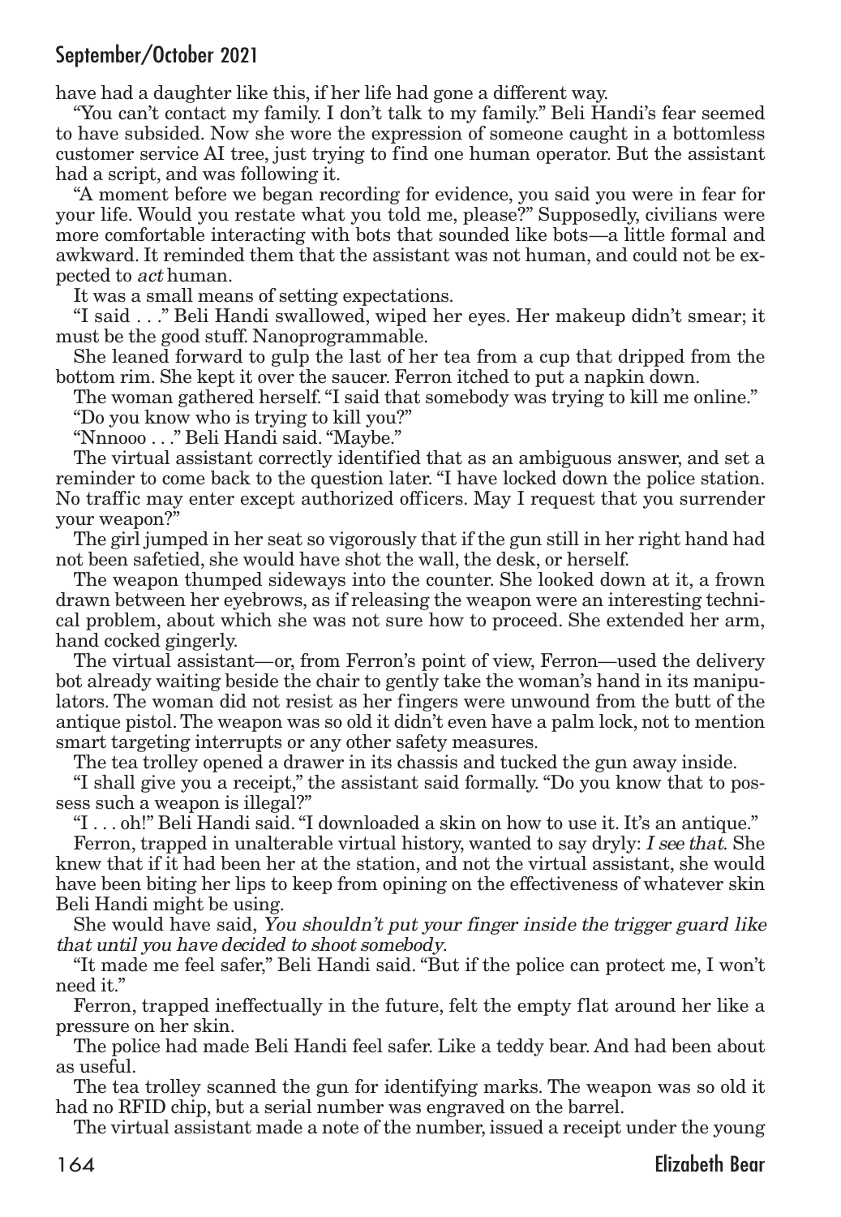have had a daughter like this, if her life had gone a different way.

"You can't contact my family. I don't talk to my family." Beli Handi's fear seemed to have subsided. Now she wore the expression of someone caught in a bottomless customer service AI tree, just trying to find one human operator. But the assistant had a script, and was following it.

"A moment before we began recording for evidence, you said you were in fear for your life. Would you restate what you told me, please?" Supposedly, civilians were more comfortable interacting with bots that sounded like bots—a little formal and awkward. It reminded them that the assistant was not human, and could not be expected to *act* human.

It was a small means of setting expectations.

"I said . . ." Beli Handi swallowed, wiped her eyes. Her makeup didn't smear; it must be the good stuff. Nanoprogrammable.

She leaned forward to gulp the last of her tea from a cup that dripped from the bottom rim. She kept it over the saucer. Ferron itched to put a napkin down.

The woman gathered herself. "I said that somebody was trying to kill me online."

"Do you know who is trying to kill you?"

"Nnnooo . . ." Beli Handi said. "Maybe."

The virtual assistant correctly identified that as an ambiguous answer, and set a reminder to come back to the question later. "I have locked down the police station. No traffic may enter except authorized officers. May I request that you surrender your weapon?"

The girl jumped in her seat so vigorously that if the gun still in her right hand had not been safetied, she would have shot the wall, the desk, or herself.

The weapon thumped sideways into the counter. She looked down at it, a frown drawn between her eyebrows, as if releasing the weapon were an interesting technical problem, about which she was not sure how to proceed. She extended her arm, hand cocked gingerly.

The virtual assistant—or, from Ferron's point of view, Ferron—used the delivery bot already waiting beside the chair to gently take the woman's hand in its manipulators. The woman did not resist as her fingers were unwound from the butt of the antique pistol. The weapon was so old it didn't even have a palm lock, not to mention smart targeting interrupts or any other safety measures.

The tea trolley opened a drawer in its chassis and tucked the gun away inside.

"I shall give you a receipt," the assistant said formally. "Do you know that to possess such a weapon is illegal?"

"I . . . oh!" Beli Handi said. "I downloaded a skin on how to use it. It's an antique."

Ferron, trapped in unalterable virtual history, wanted to say dryly: *I see that.* She knew that if it had been her at the station, and not the virtual assistant, she would have been biting her lips to keep from opining on the effectiveness of whatever skin Beli Handi might be using.

She would have said, *You shouldn't put your finger inside the trigger guard like that until you have decided to shoot somebody.*

"It made me feel safer," Beli Handi said. "But if the police can protect me, I won't need it."

Ferron, trapped ineffectually in the future, felt the empty flat around her like a pressure on her skin.

The police had made Beli Handi feel safer. Like a teddy bear. And had been about as useful.

The tea trolley scanned the gun for identifying marks. The weapon was so old it had no RFID chip, but a serial number was engraved on the barrel.

The virtual assistant made a note of the number, issued a receipt under the young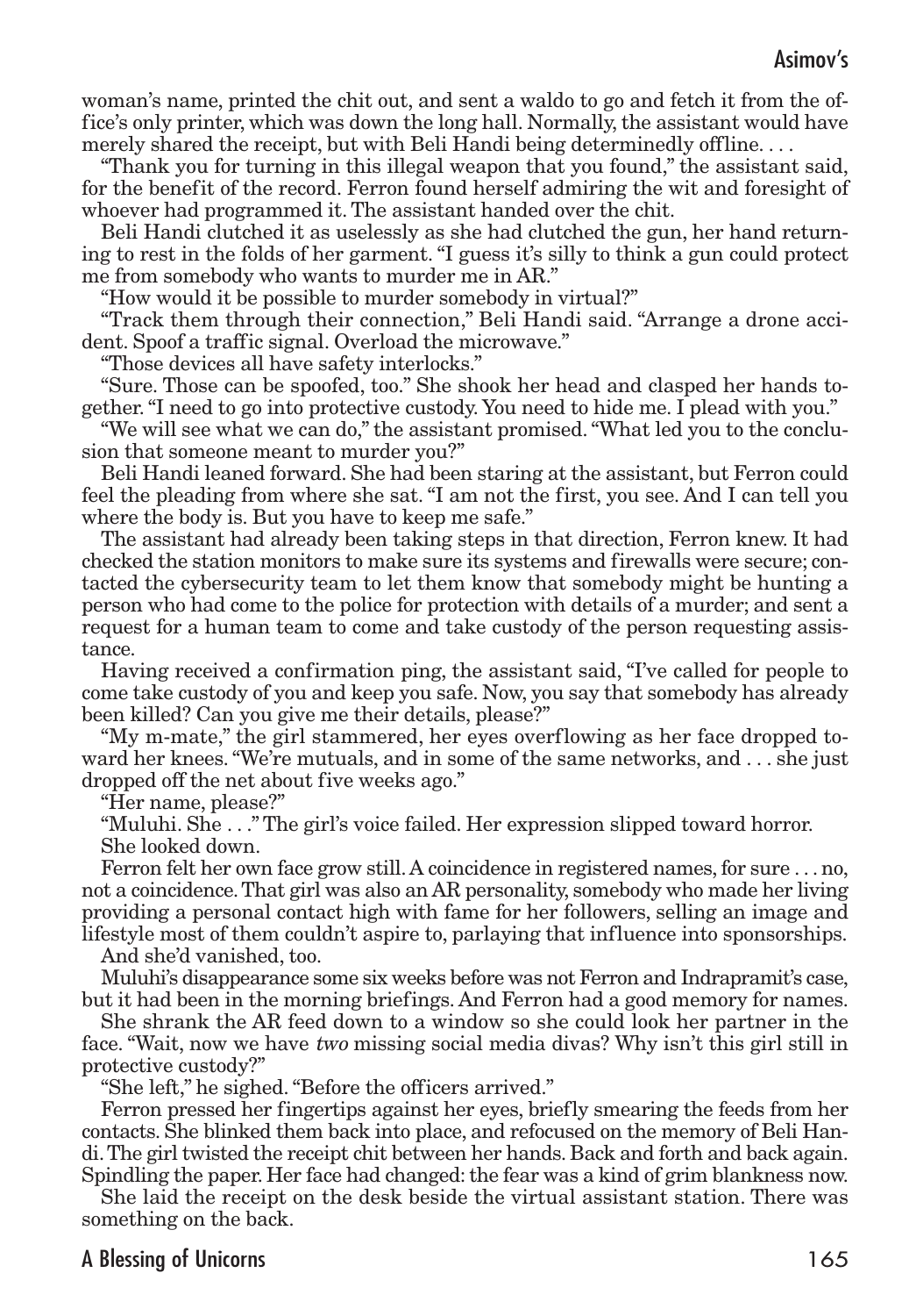woman's name, printed the chit out, and sent a waldo to go and fetch it from the office's only printer, which was down the long hall. Normally, the assistant would have merely shared the receipt, but with Beli Handi being determinedly offline. . . .

"Thank you for turning in this illegal weapon that you found," the assistant said, for the benefit of the record. Ferron found herself admiring the wit and foresight of whoever had programmed it. The assistant handed over the chit.

Beli Handi clutched it as uselessly as she had clutched the gun, her hand returning to rest in the folds of her garment. "I guess it's silly to think a gun could protect me from somebody who wants to murder me in AR."

"How would it be possible to murder somebody in virtual?"

"Track them through their connection," Beli Handi said. "Arrange a drone accident. Spoof a traffic signal. Overload the microwave."

"Those devices all have safety interlocks."

"Sure. Those can be spoofed, too." She shook her head and clasped her hands together. "I need to go into protective custody. You need to hide me. I plead with you."

"We will see what we can do," the assistant promised. "What led you to the conclusion that someone meant to murder you?"

Beli Handi leaned forward. She had been staring at the assistant, but Ferron could feel the pleading from where she sat. "I am not the first, you see. And I can tell you where the body is. But you have to keep me safe."

The assistant had already been taking steps in that direction, Ferron knew. It had checked the station monitors to make sure its systems and firewalls were secure; contacted the cybersecurity team to let them know that somebody might be hunting a person who had come to the police for protection with details of a murder; and sent a request for a human team to come and take custody of the person requesting assistance.

Having received a confirmation ping, the assistant said, "I've called for people to come take custody of you and keep you safe. Now, you say that somebody has already been killed? Can you give me their details, please?"

"My m-mate," the girl stammered, her eyes overflowing as her face dropped toward her knees. "We're mutuals, and in some of the same networks, and . . . she just dropped off the net about five weeks ago."

"Her name, please?"

"Muluhi. She . . ." The girl's voice failed. Her expression slipped toward horror. She looked down.

Ferron felt her own face grow still. A coincidence in registered names, for sure . . . no, not a coincidence. That girl was also an AR personality, somebody who made her living providing a personal contact high with fame for her followers, selling an image and lifestyle most of them couldn't aspire to, parlaying that influence into sponsorships.

And she'd vanished, too.

Muluhi's disappearance some six weeks before was not Ferron and Indrapramit's case, but it had been in the morning briefings. And Ferron had a good memory for names.

She shrank the AR feed down to a window so she could look her partner in the face. "Wait, now we have *two* missing social media divas? Why isn't this girl still in protective custody?"

"She left," he sighed. "Before the officers arrived."

Ferron pressed her fingertips against her eyes, briefly smearing the feeds from her contacts. She blinked them back into place, and refocused on the memory of Beli Handi. The girl twisted the receipt chit between her hands. Back and forth and back again. Spindling the paper. Her face had changed: the fear was a kind of grim blankness now.

She laid the receipt on the desk beside the virtual assistant station. There was something on the back.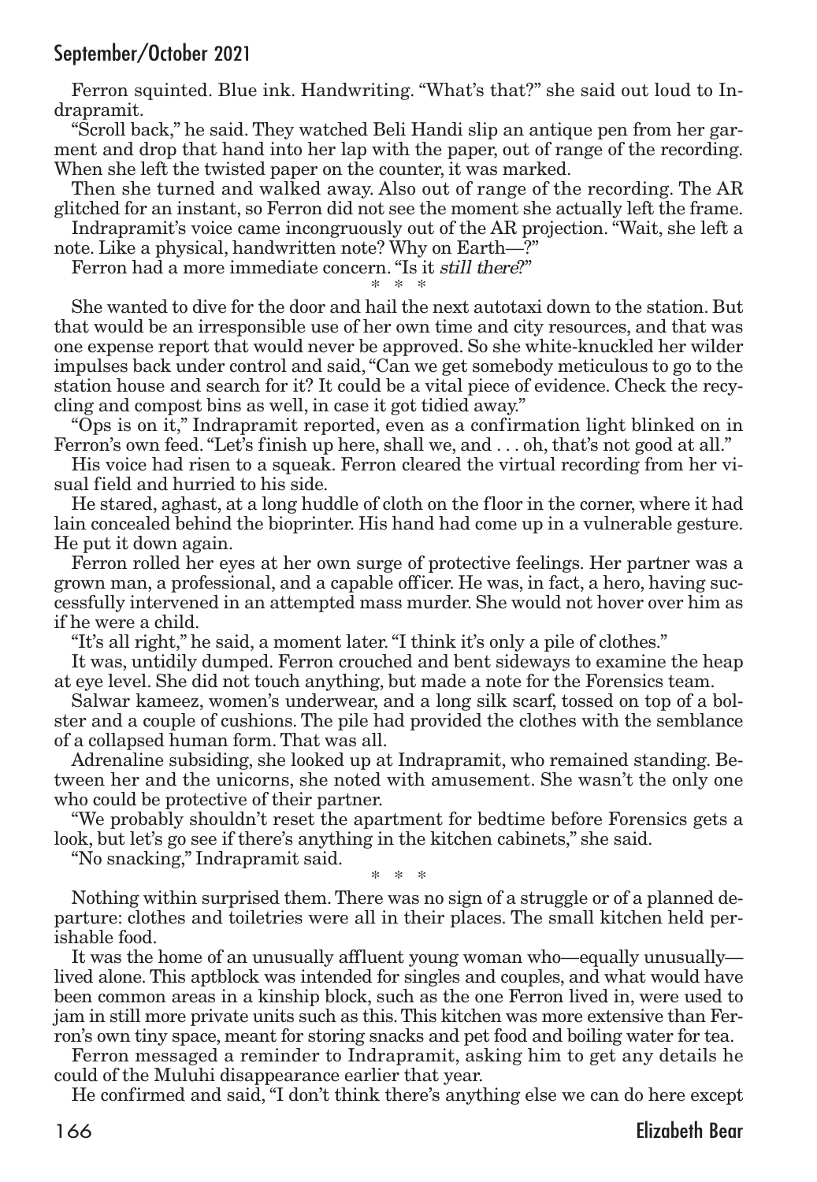Ferron squinted. Blue ink. Handwriting. "What's that?" she said out loud to Indrapramit.

"Scroll back," he said. They watched Beli Handi slip an antique pen from her garment and drop that hand into her lap with the paper, out of range of the recording. When she left the twisted paper on the counter, it was marked.

Then she turned and walked away. Also out of range of the recording. The AR glitched for an instant, so Ferron did not see the moment she actually left the frame.

Indrapramit's voice came incongruously out of the AR projection. "Wait, she left a note. Like a physical, handwritten note? Why on Earth—?"

Ferron had a more immediate concern. "Is it *still there*?"

\* \* \*

She wanted to dive for the door and hail the next autotaxi down to the station. But that would be an irresponsible use of her own time and city resources, and that was one expense report that would never be approved. So she white-knuckled her wilder impulses back under control and said, "Can we get somebody meticulous to go to the station house and search for it? It could be a vital piece of evidence. Check the recycling and compost bins as well, in case it got tidied away."

"Ops is on it," Indrapramit reported, even as a confirmation light blinked on in Ferron's own feed. "Let's finish up here, shall we, and . . . oh, that's not good at all."

His voice had risen to a squeak. Ferron cleared the virtual recording from her visual field and hurried to his side.

He stared, aghast, at a long huddle of cloth on the floor in the corner, where it had lain concealed behind the bioprinter. His hand had come up in a vulnerable gesture. He put it down again.

Ferron rolled her eyes at her own surge of protective feelings. Her partner was a grown man, a professional, and a capable officer. He was, in fact, a hero, having successfully intervened in an attempted mass murder. She would not hover over him as if he were a child.

"It's all right," he said, a moment later. "I think it's only a pile of clothes."

It was, untidily dumped. Ferron crouched and bent sideways to examine the heap at eye level. She did not touch anything, but made a note for the Forensics team.

Salwar kameez, women's underwear, and a long silk scarf, tossed on top of a bolster and a couple of cushions. The pile had provided the clothes with the semblance of a collapsed human form. That was all.

Adrenaline subsiding, she looked up at Indrapramit, who remained standing. Between her and the unicorns, she noted with amusement. She wasn't the only one who could be protective of their partner.

"We probably shouldn't reset the apartment for bedtime before Forensics gets a look, but let's go see if there's anything in the kitchen cabinets," she said.

"No snacking," Indrapramit said.

\* \* \*

Nothing within surprised them. There was no sign of a struggle or of a planned departure: clothes and toiletries were all in their places. The small kitchen held perishable food.

It was the home of an unusually affluent young woman who—equally unusually—lived alone. This aptblock was intended for singles and couples, and what would have been common areas in a kinship block, such as the one Ferron lived in, were used to jam in still more private units such as this. This kitchen was more extensive than Ferron's own tiny space, meant for storing snacks and pet food and boiling water for tea.

Ferron messaged a reminder to Indrapramit, asking him to get any details he could of the Muluhi disappearance earlier that year.

He confirmed and said, "I don't think there's anything else we can do here except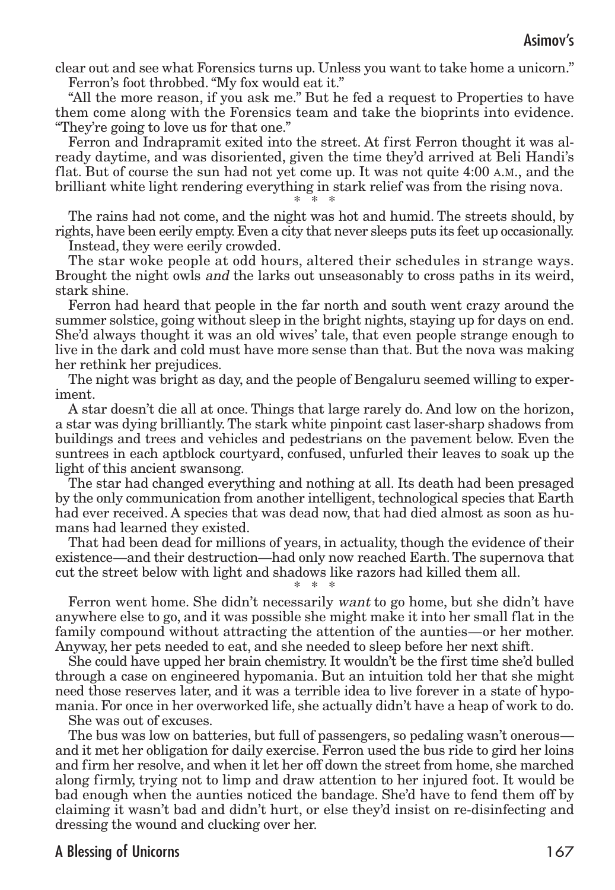clear out and see what Forensics turns up. Unless you want to take home a unicorn."

Ferron's foot throbbed. "My fox would eat it."

"All the more reason, if you ask me." But he fed a request to Properties to have them come along with the Forensics team and take the bioprints into evidence. "They're going to love us for that one."

Ferron and Indrapramit exited into the street. At first Ferron thought it was already daytime, and was disoriented, given the time they'd arrived at Beli Handi's flat. But of course the sun had not yet come up. It was not quite 4:00 A.M., and the brilliant white light rendering everything in stark relief was from the rising nova.

\* \* \*

The rains had not come, and the night was hot and humid. The streets should, by rights, have been eerily empty. Even a city that never sleeps puts its feet up occasionally.

Instead, they were eerily crowded.

The star woke people at odd hours, altered their schedules in strange ways. Brought the night owls *and* the larks out unseasonably to cross paths in its weird, stark shine.

Ferron had heard that people in the far north and south went crazy around the summer solstice, going without sleep in the bright nights, staying up for days on end. She'd always thought it was an old wives' tale, that even people strange enough to live in the dark and cold must have more sense than that. But the nova was making her rethink her prejudices.

The night was bright as day, and the people of Bengaluru seemed willing to experiment.

A star doesn't die all at once. Things that large rarely do. And low on the horizon, a star was dying brilliantly. The stark white pinpoint cast laser-sharp shadows from buildings and trees and vehicles and pedestrians on the pavement below. Even the suntrees in each aptblock courtyard, confused, unfurled their leaves to soak up the light of this ancient swansong.

The star had changed everything and nothing at all. Its death had been presaged by the only communication from another intelligent, technological species that Earth had ever received. A species that was dead now, that had died almost as soon as humans had learned they existed.

That had been dead for millions of years, in actuality, though the evidence of their existence—and their destruction—had only now reached Earth. The supernova that cut the street below with light and shadows like razors had killed them all.

\* \* \*

Ferron went home. She didn't necessarily *want* to go home, but she didn't have anywhere else to go, and it was possible she might make it into her small flat in the family compound without attracting the attention of the aunties—or her mother. Anyway, her pets needed to eat, and she needed to sleep before her next shift.

She could have upped her brain chemistry. It wouldn't be the first time she'd bulled through a case on engineered hypomania. But an intuition told her that she might need those reserves later, and it was a terrible idea to live forever in a state of hypomania. For once in her overworked life, she actually didn't have a heap of work to do.

She was out of excuses.

The bus was low on batteries, but full of passengers, so pedaling wasn't onerous—and it met her obligation for daily exercise. Ferron used the bus ride to gird her loins and firm her resolve, and when it let her off down the street from home, she marched along firmly, trying not to limp and draw attention to her injured foot. It would be bad enough when the aunties noticed the bandage. She'd have to fend them off by claiming it wasn't bad and didn't hurt, or else they'd insist on re-disinfecting and dressing the wound and clucking over her.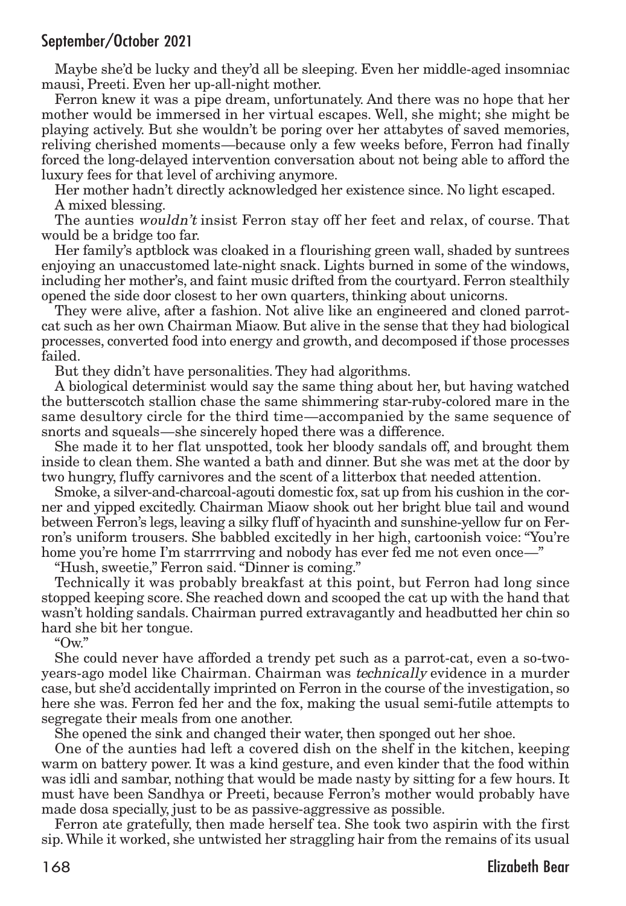Maybe she'd be lucky and they'd all be sleeping. Even her middle-aged insomniac mausi, Preeti. Even her up-all-night mother.

Ferron knew it was a pipe dream, unfortunately. And there was no hope that her mother would be immersed in her virtual escapes. Well, she might; she might be playing actively. But she wouldn't be poring over her attabytes of saved memories, reliving cherished moments—because only a few weeks before, Ferron had finally forced the long-delayed intervention conversation about not being able to afford the luxury fees for that level of archiving anymore.

Her mother hadn't directly acknowledged her existence since. No light escaped.

A mixed blessing.

The aunties *wouldn't* insist Ferron stay off her feet and relax, of course. That would be a bridge too far.

Her family's aptblock was cloaked in a flourishing green wall, shaded by suntrees enjoying an unaccustomed late-night snack. Lights burned in some of the windows, including her mother's, and faint music drifted from the courtyard. Ferron stealthily opened the side door closest to her own quarters, thinking about unicorns.

They were alive, after a fashion. Not alive like an engineered and cloned parrot-cat such as her own Chairman Miaow. But alive in the sense that they had biological processes, converted food into energy and growth, and decomposed if those processes failed.

But they didn't have personalities. They had algorithms.

A biological determinist would say the same thing about her, but having watched the butterscotch stallion chase the same shimmering star-ruby-colored mare in the same desultory circle for the third time—accompanied by the same sequence of snorts and squeals—she sincerely hoped there was a difference.

She made it to her flat unspotted, took her bloody sandals off, and brought them inside to clean them. She wanted a bath and dinner. But she was met at the door by two hungry, fluffy carnivores and the scent of a litterbox that needed attention.

Smoke, a silver-and-charcoal-agouti domestic fox, sat up from his cushion in the corner and yipped excitedly. Chairman Miaow shook out her bright blue tail and wound between Ferron's legs, leaving a silky fluff of hyacinth and sunshine-yellow fur on Ferron's uniform trousers. She babbled excitedly in her high, cartoonish voice: "You're home you're home I'm starrrrving and nobody has ever fed me not even once—"

"Hush, sweetie," Ferron said. "Dinner is coming."

Technically it was probably breakfast at this point, but Ferron had long since stopped keeping score. She reached down and scooped the cat up with the hand that wasn't holding sandals. Chairman purred extravagantly and headbutted her chin so hard she bit her tongue.

"Ow."

She could never have afforded a trendy pet such as a parrot-cat, even a so-two-years-ago model like Chairman. Chairman was *technically* evidence in a murder case, but she'd accidentally imprinted on Ferron in the course of the investigation, so here she was. Ferron fed her and the fox, making the usual semi-futile attempts to segregate their meals from one another.

She opened the sink and changed their water, then sponged out her shoe.

One of the aunties had left a covered dish on the shelf in the kitchen, keeping warm on battery power. It was a kind gesture, and even kinder that the food within was idli and sambar, nothing that would be made nasty by sitting for a few hours. It must have been Sandhya or Preeti, because Ferron's mother would probably have made dosa specially, just to be as passive-aggressive as possible.

Ferron ate gratefully, then made herself tea. She took two aspirin with the first sip. While it worked, she untwisted her straggling hair from the remains of its usual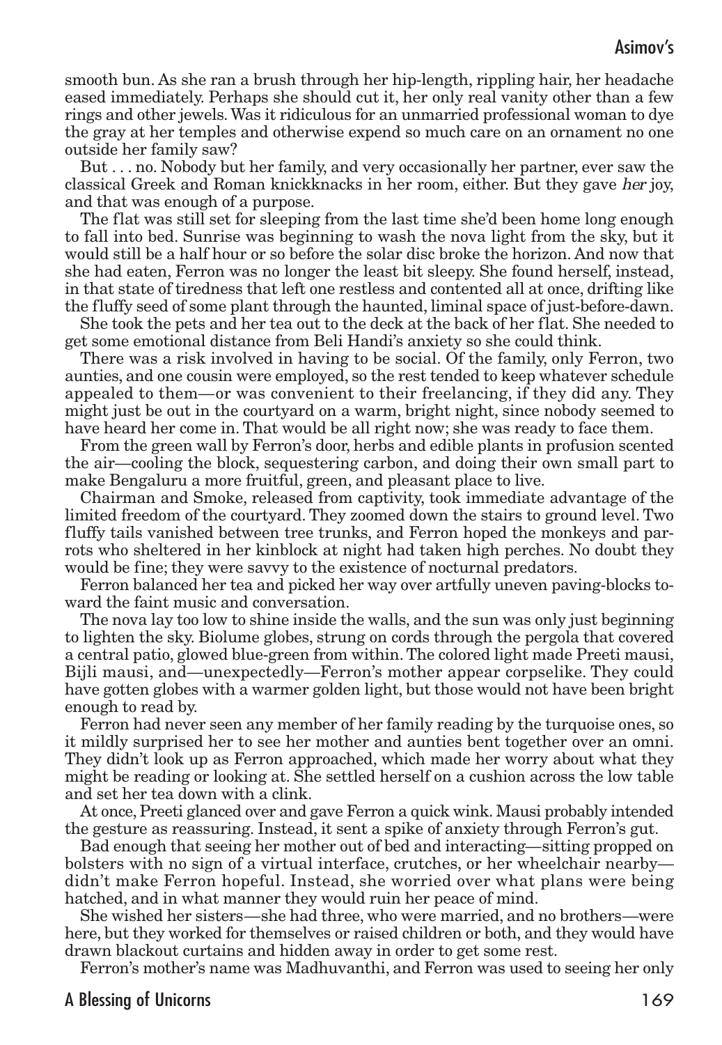smooth bun. As she ran a brush through her hip-length, rippling hair, her headache eased immediately. Perhaps she should cut it, her only real vanity other than a few rings and other jewels. Was it ridiculous for an unmarried professional woman to dye the gray at her temples and otherwise expend so much care on an ornament no one outside her family saw?

But . . . no. Nobody but her family, and very occasionally her partner, ever saw the classical Greek and Roman knickknacks in her room, either. But they gave *her* joy, and that was enough of a purpose.

The flat was still set for sleeping from the last time she'd been home long enough to fall into bed. Sunrise was beginning to wash the nova light from the sky, but it would still be a half hour or so before the solar disc broke the horizon. And now that she had eaten, Ferron was no longer the least bit sleepy. She found herself, instead, in that state of tiredness that left one restless and contented all at once, drifting like the fluffy seed of some plant through the haunted, liminal space of just-before-dawn.

She took the pets and her tea out to the deck at the back of her flat. She needed to get some emotional distance from Beli Handi's anxiety so she could think.

There was a risk involved in having to be social. Of the family, only Ferron, two aunties, and one cousin were employed, so the rest tended to keep whatever schedule appealed to them—or was convenient to their freelancing, if they did any. They might just be out in the courtyard on a warm, bright night, since nobody seemed to have heard her come in. That would be all right now; she was ready to face them.

From the green wall by Ferron's door, herbs and edible plants in profusion scented the air—cooling the block, sequestering carbon, and doing their own small part to make Bengaluru a more fruitful, green, and pleasant place to live.

Chairman and Smoke, released from captivity, took immediate advantage of the limited freedom of the courtyard. They zoomed down the stairs to ground level. Two fluffy tails vanished between tree trunks, and Ferron hoped the monkeys and parrots who sheltered in her kinblock at night had taken high perches. No doubt they would be fine; they were savvy to the existence of nocturnal predators.

Ferron balanced her tea and picked her way over artfully uneven paving-blocks toward the faint music and conversation.

The nova lay too low to shine inside the walls, and the sun was only just beginning to lighten the sky. Biolume globes, strung on cords through the pergola that covered a central patio, glowed blue-green from within. The colored light made Preeti mausi, Bijli mausi, and—unexpectedly—Ferron's mother appear corpselike. They could have gotten globes with a warmer golden light, but those would not have been bright enough to read by.

Ferron had never seen any member of her family reading by the turquoise ones, so it mildly surprised her to see her mother and aunties bent together over an omni. They didn't look up as Ferron approached, which made her worry about what they might be reading or looking at. She settled herself on a cushion across the low table and set her tea down with a clink.

At once, Preeti glanced over and gave Ferron a quick wink. Mausi probably intended the gesture as reassuring. Instead, it sent a spike of anxiety through Ferron's gut.

Bad enough that seeing her mother out of bed and interacting—sitting propped on bolsters with no sign of a virtual interface, crutches, or her wheelchair nearby—didn't make Ferron hopeful. Instead, she worried over what plans were being hatched, and in what manner they would ruin her peace of mind.

She wished her sisters—she had three, who were married, and no brothers—were here, but they worked for themselves or raised children or both, and they would have drawn blackout curtains and hidden away in order to get some rest.

Ferron's mother's name was Madhuvanthi, and Ferron was used to seeing her only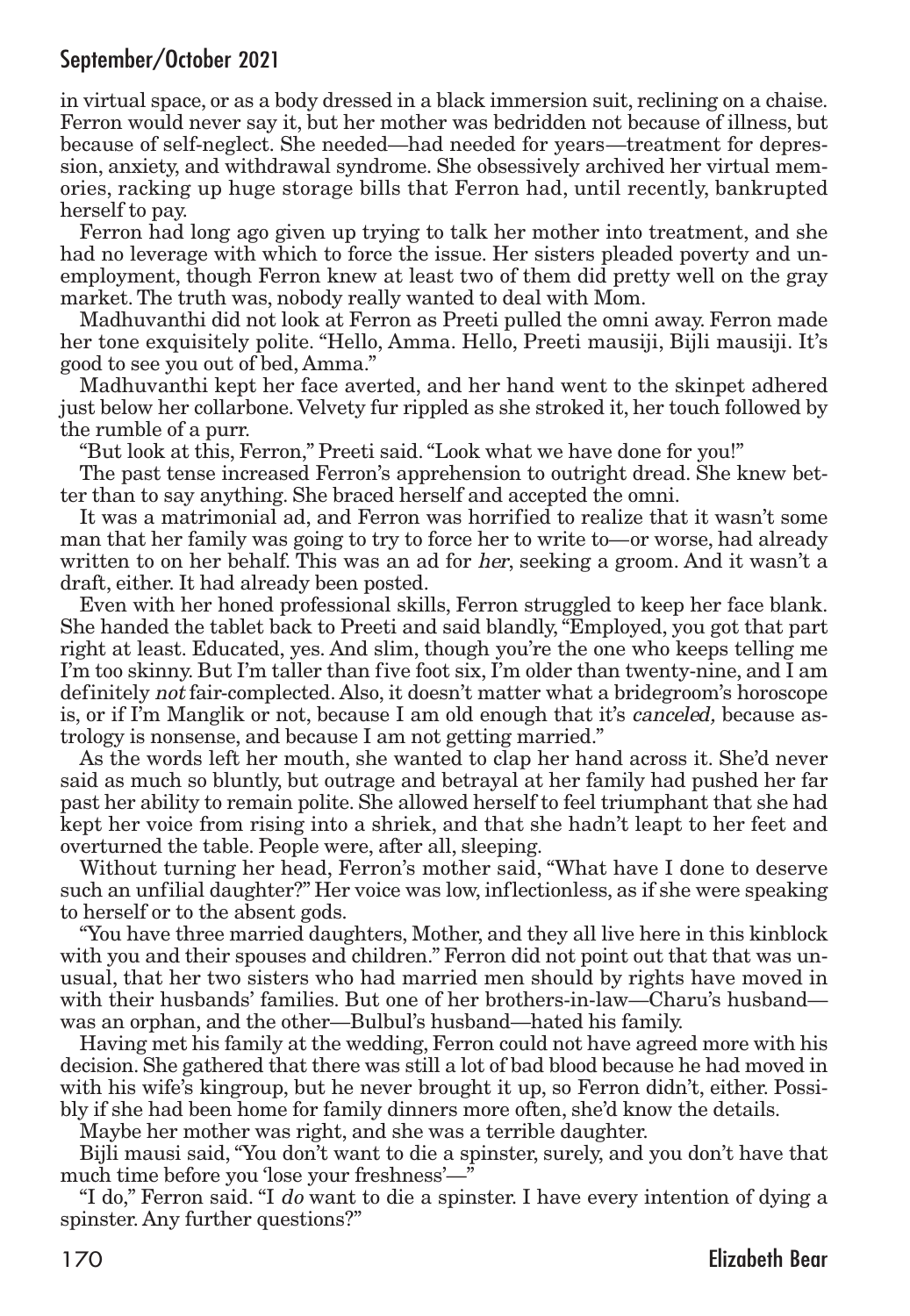in virtual space, or as a body dressed in a black immersion suit, reclining on a chaise. Ferron would never say it, but her mother was bedridden not because of illness, but because of self-neglect. She needed—had needed for years—treatment for depression, anxiety, and withdrawal syndrome. She obsessively archived her virtual memories, racking up huge storage bills that Ferron had, until recently, bankrupted herself to pay.

Ferron had long ago given up trying to talk her mother into treatment, and she had no leverage with which to force the issue. Her sisters pleaded poverty and unemployment, though Ferron knew at least two of them did pretty well on the gray market. The truth was, nobody really wanted to deal with Mom.

Madhuvanthi did not look at Ferron as Preeti pulled the omni away. Ferron made her tone exquisitely polite. "Hello, Amma. Hello, Preeti mausiji, Bijli mausiji. It's good to see you out of bed, Amma."

Madhuvanthi kept her face averted, and her hand went to the skinpet adhered just below her collarbone. Velvety fur rippled as she stroked it, her touch followed by the rumble of a purr.

"But look at this, Ferron," Preeti said. "Look what we have done for you!"

The past tense increased Ferron's apprehension to outright dread. She knew better than to say anything. She braced herself and accepted the omni.

It was a matrimonial ad, and Ferron was horrified to realize that it wasn't some man that her family was going to try to force her to write to—or worse, had already written to on her behalf. This was an ad for *her*, seeking a groom. And it wasn't a draft, either. It had already been posted.

Even with her honed professional skills, Ferron struggled to keep her face blank. She handed the tablet back to Preeti and said blandly, "Employed, you got that part right at least. Educated, yes. And slim, though you're the one who keeps telling me I'm too skinny. But I'm taller than five foot six, I'm older than twenty-nine, and I am definitely *not* fair-complected. Also, it doesn't matter what a bridegroom's horoscope is, or if I'm Manglik or not, because I am old enough that it's *canceled,* because astrology is nonsense, and because I am not getting married."

As the words left her mouth, she wanted to clap her hand across it. She'd never said as much so bluntly, but outrage and betrayal at her family had pushed her far past her ability to remain polite. She allowed herself to feel triumphant that she had kept her voice from rising into a shriek, and that she hadn't leapt to her feet and overturned the table. People were, after all, sleeping.

Without turning her head, Ferron's mother said, "What have I done to deserve such an unfilial daughter?" Her voice was low, inflectionless, as if she were speaking to herself or to the absent gods.

"You have three married daughters, Mother, and they all live here in this kinblock with you and their spouses and children." Ferron did not point out that that was unusual, that her two sisters who had married men should by rights have moved in with their husbands' families. But one of her brothers-in-law—Charu's husband—was an orphan, and the other—Bulbul's husband—hated his family.

Having met his family at the wedding, Ferron could not have agreed more with his decision. She gathered that there was still a lot of bad blood because he had moved in with his wife's kingroup, but he never brought it up, so Ferron didn't, either. Possibly if she had been home for family dinners more often, she'd know the details.

Maybe her mother was right, and she was a terrible daughter.

Bijli mausi said, "You don't want to die a spinster, surely, and you don't have that much time before you 'lose your freshness'—"

"I do," Ferron said. "I *do* want to die a spinster. I have every intention of dying a spinster. Any further questions?"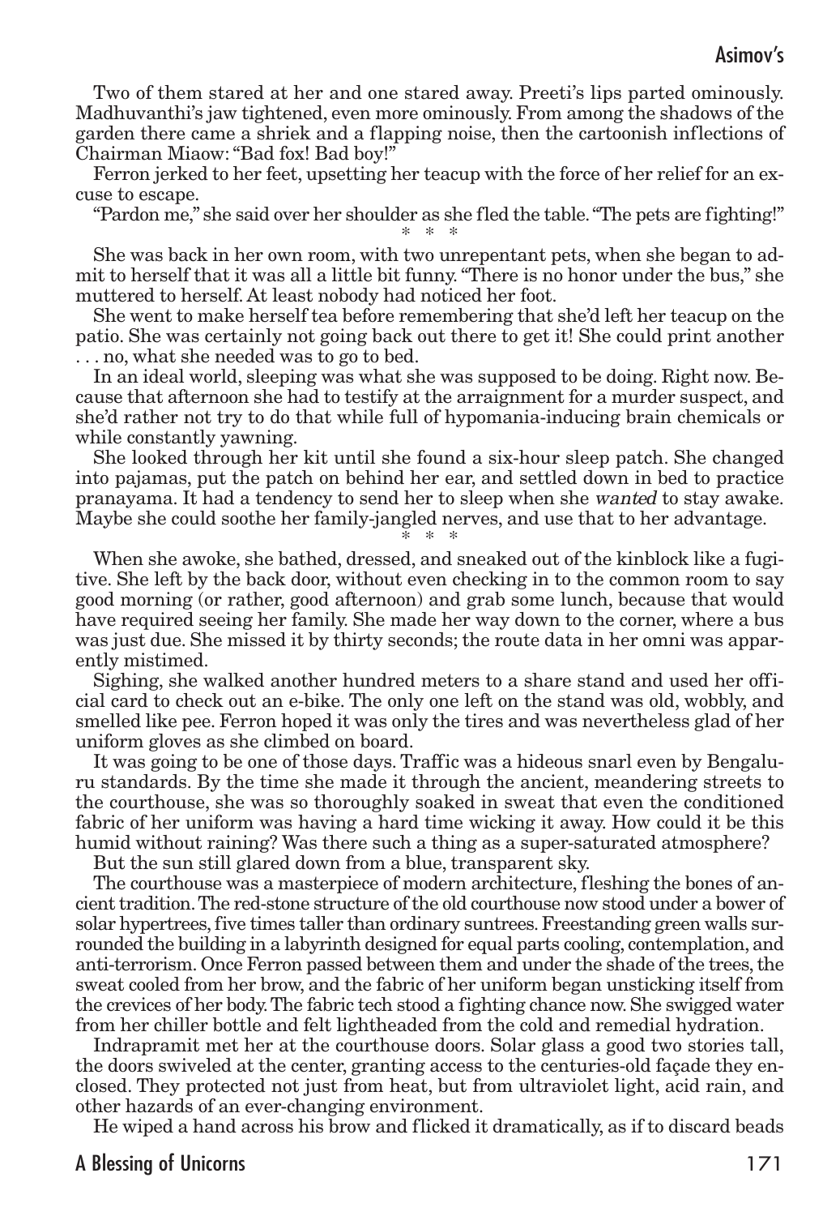Two of them stared at her and one stared away. Preeti's lips parted ominously. Madhuvanthi's jaw tightened, even more ominously. From among the shadows of the garden there came a shriek and a flapping noise, then the cartoonish inflections of Chairman Miaow: "Bad fox! Bad boy!"

Ferron jerked to her feet, upsetting her teacup with the force of her relief for an excuse to escape.

"Pardon me," she said over her shoulder as she fled the table. "The pets are fighting!"

\* \* \*

She was back in her own room, with two unrepentant pets, when she began to admit to herself that it was all a little bit funny. "There is no honor under the bus," she muttered to herself. At least nobody had noticed her foot.

She went to make herself tea before remembering that she'd left her teacup on the patio. She was certainly not going back out there to get it! She could print another . . . no, what she needed was to go to bed.

In an ideal world, sleeping was what she was supposed to be doing. Right now. Because that afternoon she had to testify at the arraignment for a murder suspect, and she'd rather not try to do that while full of hypomania-inducing brain chemicals or while constantly yawning.

She looked through her kit until she found a six-hour sleep patch. She changed into pajamas, put the patch on behind her ear, and settled down in bed to practice pranayama. It had a tendency to send her to sleep when she *wanted* to stay awake. Maybe she could soothe her family-jangled nerves, and use that to her advantage.

\* \* \*

When she awoke, she bathed, dressed, and sneaked out of the kinblock like a fugitive. She left by the back door, without even checking in to the common room to say good morning (or rather, good afternoon) and grab some lunch, because that would have required seeing her family. She made her way down to the corner, where a bus was just due. She missed it by thirty seconds; the route data in her omni was apparently mistimed.

Sighing, she walked another hundred meters to a share stand and used her official card to check out an e-bike. The only one left on the stand was old, wobbly, and smelled like pee. Ferron hoped it was only the tires and was nevertheless glad of her uniform gloves as she climbed on board.

It was going to be one of those days. Traffic was a hideous snarl even by Bengaluru standards. By the time she made it through the ancient, meandering streets to the courthouse, she was so thoroughly soaked in sweat that even the conditioned fabric of her uniform was having a hard time wicking it away. How could it be this humid without raining? Was there such a thing as a super-saturated atmosphere?

But the sun still glared down from a blue, transparent sky.

The courthouse was a masterpiece of modern architecture, fleshing the bones of ancient tradition. The red-stone structure of the old courthouse now stood under a bower of solar hypertrees, five times taller than ordinary suntrees. Freestanding green walls surrounded the building in a labyrinth designed for equal parts cooling, contemplation, and anti-terrorism. Once Ferron passed between them and under the shade of the trees, the sweat cooled from her brow, and the fabric of her uniform began unsticking itself from the crevices of her body. The fabric tech stood a fighting chance now. She swigged water from her chiller bottle and felt lightheaded from the cold and remedial hydration.

Indrapramit met her at the courthouse doors. Solar glass a good two stories tall, the doors swiveled at the center, granting access to the centuries-old façade they enclosed. They protected not just from heat, but from ultraviolet light, acid rain, and other hazards of an ever-changing environment.

He wiped a hand across his brow and flicked it dramatically, as if to discard beads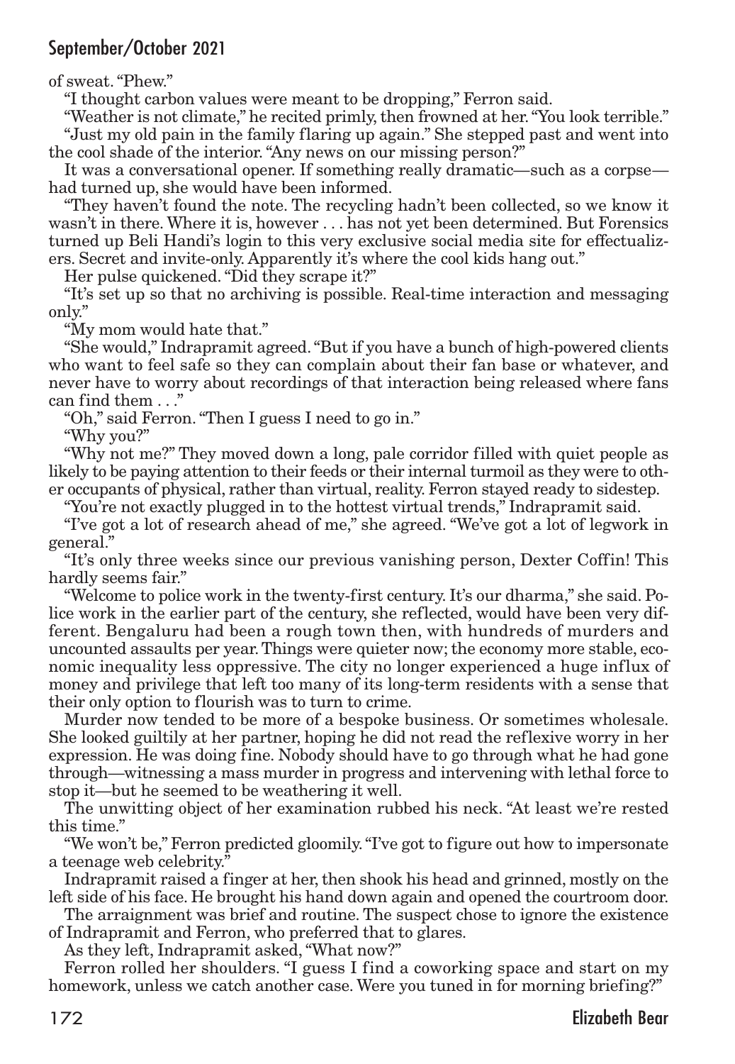of sweat. "Phew."

"I thought carbon values were meant to be dropping," Ferron said.

"Weather is not climate," he recited primly, then frowned at her. "You look terrible."

"Just my old pain in the family flaring up again." She stepped past and went into the cool shade of the interior. "Any news on our missing person?"

It was a conversational opener. If something really dramatic—such as a corpse—had turned up, she would have been informed.

"They haven't found the note. The recycling hadn't been collected, so we know it wasn't in there. Where it is, however . . . has not yet been determined. But Forensics turned up Beli Handi's login to this very exclusive social media site for effectualizers. Secret and invite-only. Apparently it's where the cool kids hang out."

Her pulse quickened. "Did they scrape it?"

"It's set up so that no archiving is possible. Real-time interaction and messaging only."

"My mom would hate that."

"She would," Indrapramit agreed. "But if you have a bunch of high-powered clients who want to feel safe so they can complain about their fan base or whatever, and never have to worry about recordings of that interaction being released where fans can find them . . ."

"Oh," said Ferron. "Then I guess I need to go in."

"Why you?"

"Why not me?" They moved down a long, pale corridor filled with quiet people as likely to be paying attention to their feeds or their internal turmoil as they were to other occupants of physical, rather than virtual, reality. Ferron stayed ready to sidestep.

"You're not exactly plugged in to the hottest virtual trends," Indrapramit said.

"I've got a lot of research ahead of me," she agreed. "We've got a lot of legwork in general."

"It's only three weeks since our previous vanishing person, Dexter Coffin! This hardly seems fair."

"Welcome to police work in the twenty-first century. It's our dharma," she said. Police work in the earlier part of the century, she reflected, would have been very different. Bengaluru had been a rough town then, with hundreds of murders and uncounted assaults per year. Things were quieter now; the economy more stable, economic inequality less oppressive. The city no longer experienced a huge influx of money and privilege that left too many of its long-term residents with a sense that their only option to flourish was to turn to crime.

Murder now tended to be more of a bespoke business. Or sometimes wholesale. She looked guiltily at her partner, hoping he did not read the reflexive worry in her expression. He was doing fine. Nobody should have to go through what he had gone through—witnessing a mass murder in progress and intervening with lethal force to stop it—but he seemed to be weathering it well.

The unwitting object of her examination rubbed his neck. "At least we're rested this time."

"We won't be," Ferron predicted gloomily. "I've got to figure out how to impersonate a teenage web celebrity."

Indrapramit raised a finger at her, then shook his head and grinned, mostly on the left side of his face. He brought his hand down again and opened the courtroom door.

The arraignment was brief and routine. The suspect chose to ignore the existence of Indrapramit and Ferron, who preferred that to glares.

As they left, Indrapramit asked, "What now?"

Ferron rolled her shoulders. "I guess I find a coworking space and start on my homework, unless we catch another case. Were you tuned in for morning briefing?"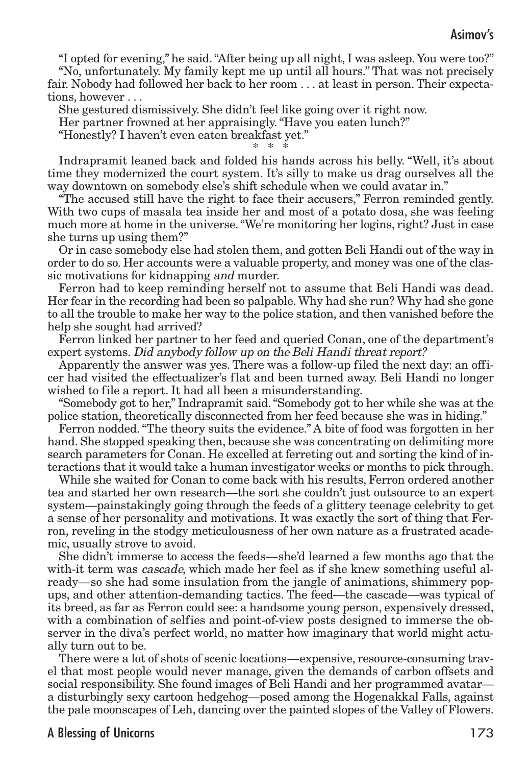"I opted for evening," he said. "After being up all night, I was asleep. You were too?"

"No, unfortunately. My family kept me up until all hours." That was not precisely fair. Nobody had followed her back to her room . . . at least in person. Their expectations, however . . .

She gestured dismissively. She didn't feel like going over it right now.

Her partner frowned at her appraisingly. "Have you eaten lunch?"

"Honestly? I haven't even eaten breakfast yet."

\* \* \*

Indrapramit leaned back and folded his hands across his belly. "Well, it's about time they modernized the court system. It's silly to make us drag ourselves all the way downtown on somebody else's shift schedule when we could avatar in."

"The accused still have the right to face their accusers," Ferron reminded gently. With two cups of masala tea inside her and most of a potato dosa, she was feeling much more at home in the universe. "We're monitoring her logins, right? Just in case she turns up using them?"

Or in case somebody else had stolen them, and gotten Beli Handi out of the way in order to do so. Her accounts were a valuable property, and money was one of the classic motivations for kidnapping *and* murder.

Ferron had to keep reminding herself not to assume that Beli Handi was dead. Her fear in the recording had been so palpable. Why had she run? Why had she gone to all the trouble to make her way to the police station, and then vanished before the help she sought had arrived?

Ferron linked her partner to her feed and queried Conan, one of the department's expert systems. *Did anybody follow up on the Beli Handi threat report?*

Apparently the answer was yes. There was a follow-up filed the next day: an officer had visited the effectualizer's flat and been turned away. Beli Handi no longer wished to file a report. It had all been a misunderstanding.

"Somebody got to her," Indrapramit said. "Somebody got to her while she was at the police station, theoretically disconnected from her feed because she was in hiding."

Ferron nodded. "The theory suits the evidence." A bite of food was forgotten in her hand. She stopped speaking then, because she was concentrating on delimiting more search parameters for Conan. He excelled at ferreting out and sorting the kind of interactions that it would take a human investigator weeks or months to pick through.

While she waited for Conan to come back with his results, Ferron ordered another tea and started her own research—the sort she couldn't just outsource to an expert system—painstakingly going through the feeds of a glittery teenage celebrity to get a sense of her personality and motivations. It was exactly the sort of thing that Ferron, reveling in the stodgy meticulousness of her own nature as a frustrated academic, usually strove to avoid.

She didn't immerse to access the feeds—she'd learned a few months ago that the with-it term was *cascade*, which made her feel as if she knew something useful already—so she had some insulation from the jangle of animations, shimmery popups, and other attention-demanding tactics. The feed—the cascade—was typical of its breed, as far as Ferron could see: a handsome young person, expensively dressed, with a combination of selfies and point-of-view posts designed to immerse the observer in the diva's perfect world, no matter how imaginary that world might actually turn out to be.

There were a lot of shots of scenic locations—expensive, resource-consuming travel that most people would never manage, given the demands of carbon offsets and social responsibility. She found images of Beli Handi and her programmed avatar—a disturbingly sexy cartoon hedgehog—posed among the Hogenakkal Falls, against the pale moonscapes of Leh, dancing over the painted slopes of the Valley of Flowers.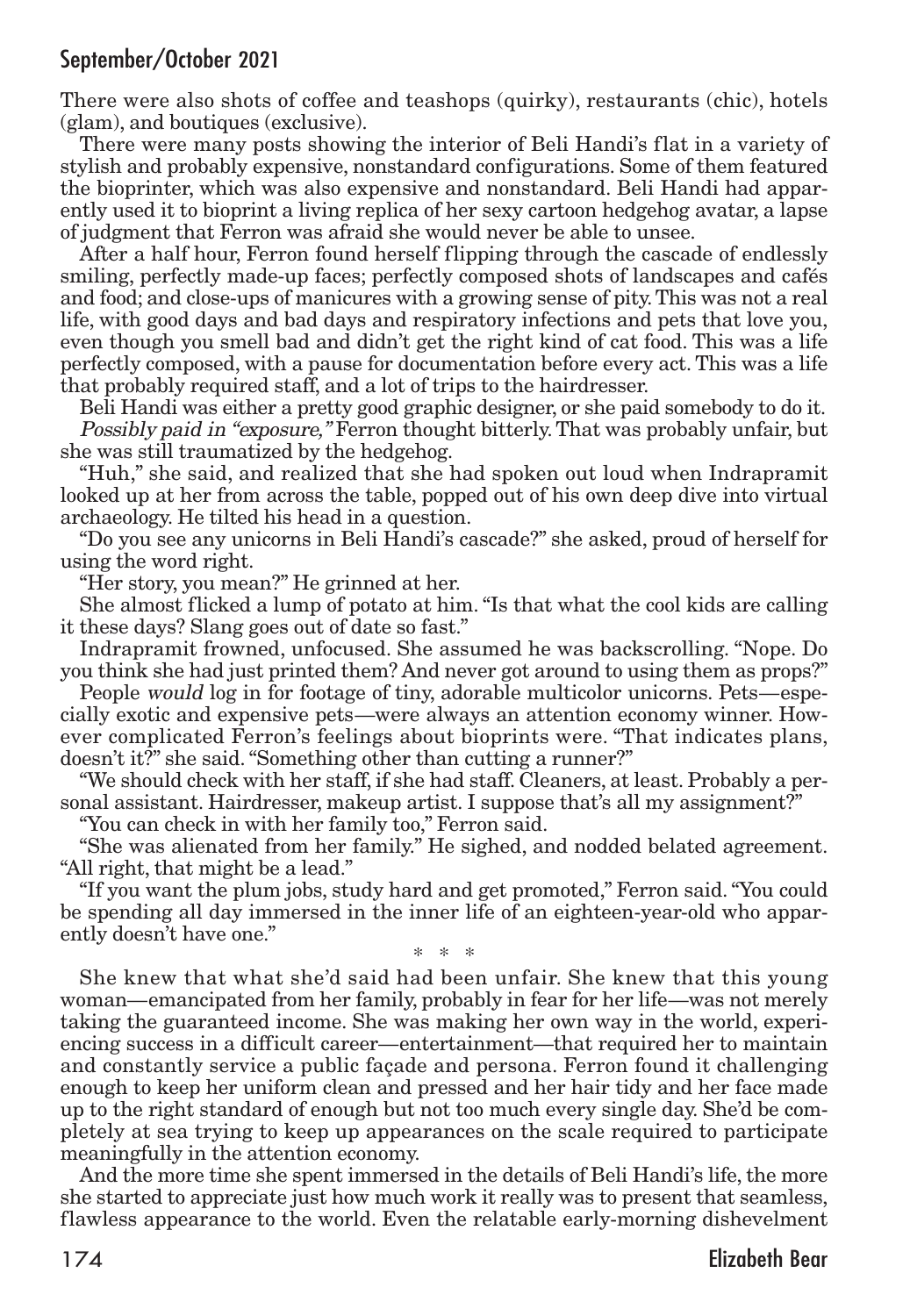There were also shots of coffee and teashops (quirky), restaurants (chic), hotels (glam), and boutiques (exclusive).

There were many posts showing the interior of Beli Handi's flat in a variety of stylish and probably expensive, nonstandard configurations. Some of them featured the bioprinter, which was also expensive and nonstandard. Beli Handi had apparently used it to bioprint a living replica of her sexy cartoon hedgehog avatar, a lapse of judgment that Ferron was afraid she would never be able to unsee.

After a half hour, Ferron found herself flipping through the cascade of endlessly smiling, perfectly made-up faces; perfectly composed shots of landscapes and cafés and food; and close-ups of manicures with a growing sense of pity. This was not a real life, with good days and bad days and respiratory infections and pets that love you, even though you smell bad and didn't get the right kind of cat food. This was a life perfectly composed, with a pause for documentation before every act. This was a life that probably required staff, and a lot of trips to the hairdresser.

Beli Handi was either a pretty good graphic designer, or she paid somebody to do it.

*Possibly paid in "exposure,"* Ferron thought bitterly. That was probably unfair, but she was still traumatized by the hedgehog.

"Huh," she said, and realized that she had spoken out loud when Indrapramit looked up at her from across the table, popped out of his own deep dive into virtual archaeology. He tilted his head in a question.

"Do you see any unicorns in Beli Handi's cascade?" she asked, proud of herself for using the word right.

"Her story, you mean?" He grinned at her.

She almost flicked a lump of potato at him. "Is that what the cool kids are calling it these days? Slang goes out of date so fast."

Indrapramit frowned, unfocused. She assumed he was backscrolling. "Nope. Do you think she had just printed them? And never got around to using them as props?"

People *would* log in for footage of tiny, adorable multicolor unicorns. Pets—especially exotic and expensive pets—were always an attention economy winner. However complicated Ferron's feelings about bioprints were. "That indicates plans, doesn't it?" she said. "Something other than cutting a runner?"

"We should check with her staff, if she had staff. Cleaners, at least. Probably a personal assistant. Hairdresser, makeup artist. I suppose that's all my assignment?"

"You can check in with her family too," Ferron said.

"She was alienated from her family." He sighed, and nodded belated agreement. "All right, that might be a lead."

"If you want the plum jobs, study hard and get promoted," Ferron said. "You could be spending all day immersed in the inner life of an eighteen-year-old who apparently doesn't have one."

\* \* \*

She knew that what she'd said had been unfair. She knew that this young woman—emancipated from her family, probably in fear for her life—was not merely taking the guaranteed income. She was making her own way in the world, experiencing success in a difficult career—entertainment—that required her to maintain and constantly service a public façade and persona. Ferron found it challenging enough to keep her uniform clean and pressed and her hair tidy and her face made up to the right standard of enough but not too much every single day. She'd be completely at sea trying to keep up appearances on the scale required to participate meaningfully in the attention economy.

And the more time she spent immersed in the details of Beli Handi's life, the more she started to appreciate just how much work it really was to present that seamless, flawless appearance to the world. Even the relatable early-morning dishevelment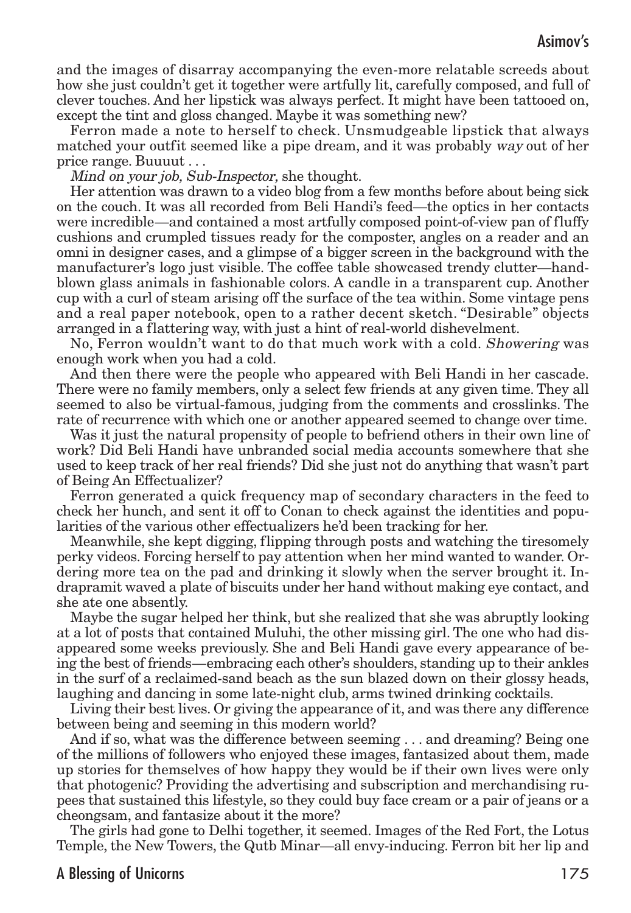and the images of disarray accompanying the even-more relatable screeds about how she just couldn't get it together were artfully lit, carefully composed, and full of clever touches. And her lipstick was always perfect. It might have been tattooed on, except the tint and gloss changed. Maybe it was something new?

Ferron made a note to herself to check. Unsmudgeable lipstick that always matched your outfit seemed like a pipe dream, and it was probably *way* out of her price range. Buuuut . . .

*Mind on your job, Sub-Inspector,* she thought.

Her attention was drawn to a video blog from a few months before about being sick on the couch. It was all recorded from Beli Handi's feed—the optics in her contacts were incredible—and contained a most artfully composed point-of-view pan of fluffy cushions and crumpled tissues ready for the composter, angles on a reader and an omni in designer cases, and a glimpse of a bigger screen in the background with the manufacturer's logo just visible. The coffee table showcased trendy clutter—hand-blown glass animals in fashionable colors. A candle in a transparent cup. Another cup with a curl of steam arising off the surface of the tea within. Some vintage pens and a real paper notebook, open to a rather decent sketch. "Desirable" objects arranged in a flattering way, with just a hint of real-world dishevelment.

No, Ferron wouldn't want to do that much work with a cold. *Showering* was enough work when you had a cold.

And then there were the people who appeared with Beli Handi in her cascade. There were no family members, only a select few friends at any given time. They all seemed to also be virtual-famous, judging from the comments and crosslinks. The rate of recurrence with which one or another appeared seemed to change over time.

Was it just the natural propensity of people to befriend others in their own line of work? Did Beli Handi have unbranded social media accounts somewhere that she used to keep track of her real friends? Did she just not do anything that wasn't part of Being An Effectualizer?

Ferron generated a quick frequency map of secondary characters in the feed to check her hunch, and sent it off to Conan to check against the identities and popularities of the various other effectualizers he'd been tracking for her.

Meanwhile, she kept digging, flipping through posts and watching the tiresomely perky videos. Forcing herself to pay attention when her mind wanted to wander. Ordering more tea on the pad and drinking it slowly when the server brought it. Indrapramit waved a plate of biscuits under her hand without making eye contact, and she ate one absently.

Maybe the sugar helped her think, but she realized that she was abruptly looking at a lot of posts that contained Muluhi, the other missing girl. The one who had disappeared some weeks previously. She and Beli Handi gave every appearance of being the best of friends—embracing each other's shoulders, standing up to their ankles in the surf of a reclaimed-sand beach as the sun blazed down on their glossy heads, laughing and dancing in some late-night club, arms twined drinking cocktails.

Living their best lives. Or giving the appearance of it, and was there any difference between being and seeming in this modern world?

And if so, what was the difference between seeming . . . and dreaming? Being one of the millions of followers who enjoyed these images, fantasized about them, made up stories for themselves of how happy they would be if their own lives were only that photogenic? Providing the advertising and subscription and merchandising rupees that sustained this lifestyle, so they could buy face cream or a pair of jeans or a cheongsam, and fantasize about it the more?

The girls had gone to Delhi together, it seemed. Images of the Red Fort, the Lotus Temple, the New Towers, the Qutb Minar—all envy-inducing. Ferron bit her lip and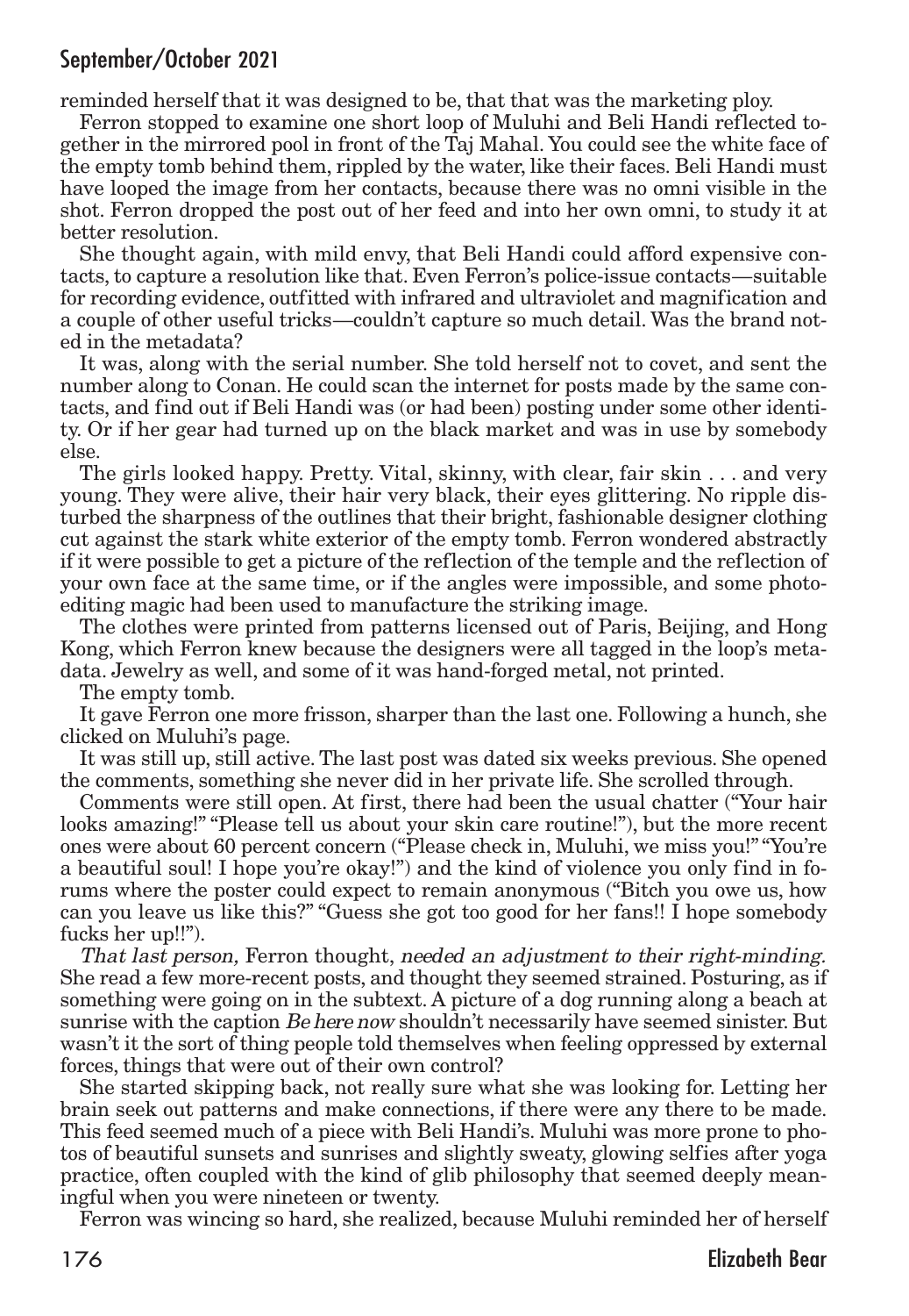reminded herself that it was designed to be, that that was the marketing ploy.

Ferron stopped to examine one short loop of Muluhi and Beli Handi reflected together in the mirrored pool in front of the Taj Mahal. You could see the white face of the empty tomb behind them, rippled by the water, like their faces. Beli Handi must have looped the image from her contacts, because there was no omni visible in the shot. Ferron dropped the post out of her feed and into her own omni, to study it at better resolution.

She thought again, with mild envy, that Beli Handi could afford expensive contacts, to capture a resolution like that. Even Ferron's police-issue contacts—suitable for recording evidence, outfitted with infrared and ultraviolet and magnification and a couple of other useful tricks—couldn't capture so much detail. Was the brand noted in the metadata?

It was, along with the serial number. She told herself not to covet, and sent the number along to Conan. He could scan the internet for posts made by the same contacts, and find out if Beli Handi was (or had been) posting under some other identity. Or if her gear had turned up on the black market and was in use by somebody else.

The girls looked happy. Pretty. Vital, skinny, with clear, fair skin . . . and very young. They were alive, their hair very black, their eyes glittering. No ripple disturbed the sharpness of the outlines that their bright, fashionable designer clothing cut against the stark white exterior of the empty tomb. Ferron wondered abstractly if it were possible to get a picture of the reflection of the temple and the reflection of your own face at the same time, or if the angles were impossible, and some photo-editing magic had been used to manufacture the striking image.

The clothes were printed from patterns licensed out of Paris, Beijing, and Hong Kong, which Ferron knew because the designers were all tagged in the loop's metadata. Jewelry as well, and some of it was hand-forged metal, not printed.

The empty tomb.

It gave Ferron one more frisson, sharper than the last one. Following a hunch, she clicked on Muluhi's page.

It was still up, still active. The last post was dated six weeks previous. She opened the comments, something she never did in her private life. She scrolled through.

Comments were still open. At first, there had been the usual chatter ("Your hair looks amazing!" "Please tell us about your skin care routine!"), but the more recent ones were about 60 percent concern ("Please check in, Muluhi, we miss you!" "You're a beautiful soul! I hope you're okay!") and the kind of violence you only find in forums where the poster could expect to remain anonymous ("Bitch you owe us, how can you leave us like this?" "Guess she got too good for her fans!! I hope somebody fucks her up!!").

*That last person,* Ferron thought, *needed an adjustment to their right-minding.* She read a few more-recent posts, and thought they seemed strained. Posturing, as if something were going on in the subtext. A picture of a dog running along a beach at sunrise with the caption *Be here now* shouldn't necessarily have seemed sinister. But wasn't it the sort of thing people told themselves when feeling oppressed by external forces, things that were out of their own control?

She started skipping back, not really sure what she was looking for. Letting her brain seek out patterns and make connections, if there were any there to be made. This feed seemed much of a piece with Beli Handi's. Muluhi was more prone to photos of beautiful sunsets and sunrises and slightly sweaty, glowing selfies after yoga practice, often coupled with the kind of glib philosophy that seemed deeply meaningful when you were nineteen or twenty.

Ferron was wincing so hard, she realized, because Muluhi reminded her of herself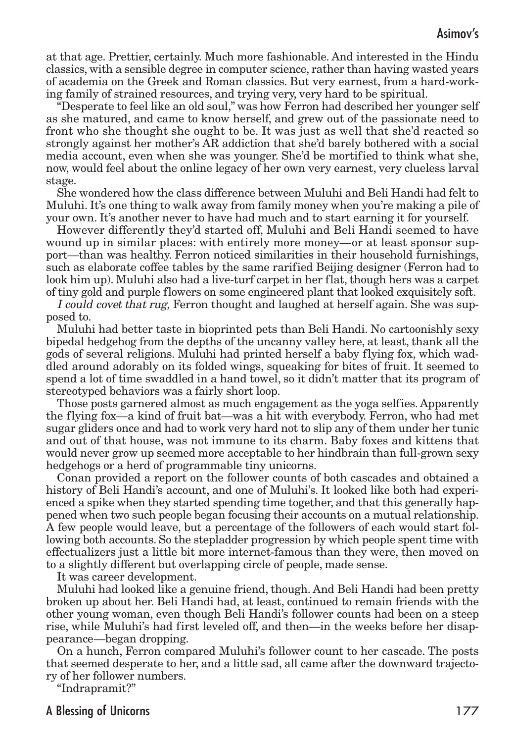at that age. Prettier, certainly. Much more fashionable. And interested in the Hindu classics, with a sensible degree in computer science, rather than having wasted years of academia on the Greek and Roman classics. But very earnest, from a hard-working family of strained resources, and trying very, very hard to be spiritual.

"Desperate to feel like an old soul," was how Ferron had described her younger self as she matured, and came to know herself, and grew out of the passionate need to front who she thought she ought to be. It was just as well that she'd reacted so strongly against her mother's AR addiction that she'd barely bothered with a social media account, even when she was younger. She'd be mortified to think what she, now, would feel about the online legacy of her own very earnest, very clueless larval stage.

She wondered how the class difference between Muluhi and Beli Handi had felt to Muluhi. It's one thing to walk away from family money when you're making a pile of your own. It's another never to have had much and to start earning it for yourself.

However differently they'd started off, Muluhi and Beli Handi seemed to have wound up in similar places: with entirely more money—or at least sponsor support—than was healthy. Ferron noticed similarities in their household furnishings, such as elaborate coffee tables by the same rarified Beijing designer (Ferron had to look him up). Muluhi also had a live-turf carpet in her flat, though hers was a carpet of tiny gold and purple flowers on some engineered plant that looked exquisitely soft.

*I could covet that rug,* Ferron thought and laughed at herself again. She was supposed to.

Muluhi had better taste in bioprinted pets than Beli Handi. No cartoonishly sexy bipedal hedgehog from the depths of the uncanny valley here, at least, thank all the gods of several religions. Muluhi had printed herself a baby flying fox, which waddled around adorably on its folded wings, squeaking for bites of fruit. It seemed to spend a lot of time swaddled in a hand towel, so it didn't matter that its program of stereotyped behaviors was a fairly short loop.

Those posts garnered almost as much engagement as the yoga selfies. Apparently the flying fox—a kind of fruit bat—was a hit with everybody. Ferron, who had met sugar gliders once and had to work very hard not to slip any of them under her tunic and out of that house, was not immune to its charm. Baby foxes and kittens that would never grow up seemed more acceptable to her hindbrain than full-grown sexy hedgehogs or a herd of programmable tiny unicorns.

Conan provided a report on the follower counts of both cascades and obtained a history of Beli Handi's account, and one of Muluhi's. It looked like both had experienced a spike when they started spending time together, and that this generally happened when two such people began focusing their accounts on a mutual relationship. A few people would leave, but a percentage of the followers of each would start following both accounts. So the stepladder progression by which people spent time with effectualizers just a little bit more internet-famous than they were, then moved on to a slightly different but overlapping circle of people, made sense.

It was career development.

Muluhi had looked like a genuine friend, though. And Beli Handi had been pretty broken up about her. Beli Handi had, at least, continued to remain friends with the other young woman, even though Beli Handi's follower counts had been on a steep rise, while Muluhi's had first leveled off, and then—in the weeks before her disappearance—began dropping.

On a hunch, Ferron compared Muluhi's follower count to her cascade. The posts that seemed desperate to her, and a little sad, all came after the downward trajectory of her follower numbers.

"Indrapramit?"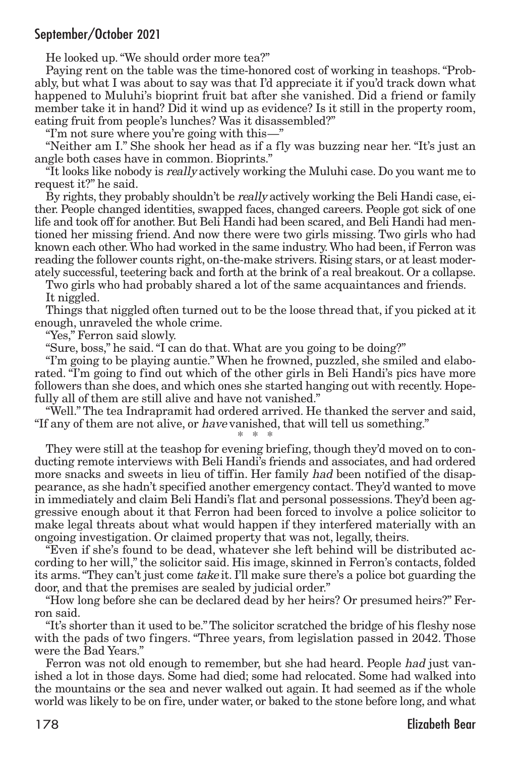He looked up. "We should order more tea?"

Paying rent on the table was the time-honored cost of working in teashops. "Probably, but what I was about to say was that I'd appreciate it if you'd track down what happened to Muluhi's bioprint fruit bat after she vanished. Did a friend or family member take it in hand? Did it wind up as evidence? Is it still in the property room, eating fruit from people's lunches? Was it disassembled?"

"I'm not sure where you're going with this—"

"Neither am I." She shook her head as if a fly was buzzing near her. "It's just an angle both cases have in common. Bioprints."

"It looks like nobody is *really* actively working the Muluhi case. Do you want me to request it?" he said.

By rights, they probably shouldn't be *really* actively working the Beli Handi case, either. People changed identities, swapped faces, changed careers. People got sick of one life and took off for another. But Beli Handi had been scared, and Beli Handi had mentioned her missing friend. And now there were two girls missing. Two girls who had known each other. Who had worked in the same industry. Who had been, if Ferron was reading the follower counts right, on-the-make strivers. Rising stars, or at least moderately successful, teetering back and forth at the brink of a real breakout. Or a collapse.

Two girls who had probably shared a lot of the same acquaintances and friends.

It niggled.

Things that niggled often turned out to be the loose thread that, if you picked at it enough, unraveled the whole crime.

"Yes," Ferron said slowly.

"Sure, boss," he said. "I can do that. What are you going to be doing?"

"I'm going to be playing auntie." When he frowned, puzzled, she smiled and elaborated. "I'm going to find out which of the other girls in Beli Handi's pics have more followers than she does, and which ones she started hanging out with recently. Hopefully all of them are still alive and have not vanished."

"Well." The tea Indrapramit had ordered arrived. He thanked the server and said, "If any of them are not alive, or *have* vanished, that will tell us something."

\* \* \*

They were still at the teashop for evening briefing, though they'd moved on to conducting remote interviews with Beli Handi's friends and associates, and had ordered more snacks and sweets in lieu of tiffin. Her family *had* been notified of the disappearance, as she hadn't specified another emergency contact. They'd wanted to move in immediately and claim Beli Handi's flat and personal possessions. They'd been aggressive enough about it that Ferron had been forced to involve a police solicitor to make legal threats about what would happen if they interfered materially with an ongoing investigation. Or claimed property that was not, legally, theirs.

"Even if she's found to be dead, whatever she left behind will be distributed according to her will," the solicitor said. His image, skinned in Ferron's contacts, folded its arms. "They can't just come *take* it. I'll make sure there's a police bot guarding the door, and that the premises are sealed by judicial order."

"How long before she can be declared dead by her heirs? Or presumed heirs?" Ferron said.

"It's shorter than it used to be." The solicitor scratched the bridge of his fleshy nose with the pads of two fingers. "Three years, from legislation passed in 2042. Those were the Bad Years."

Ferron was not old enough to remember, but she had heard. People *had* just vanished a lot in those days. Some had died; some had relocated. Some had walked into the mountains or the sea and never walked out again. It had seemed as if the whole world was likely to be on fire, under water, or baked to the stone before long, and what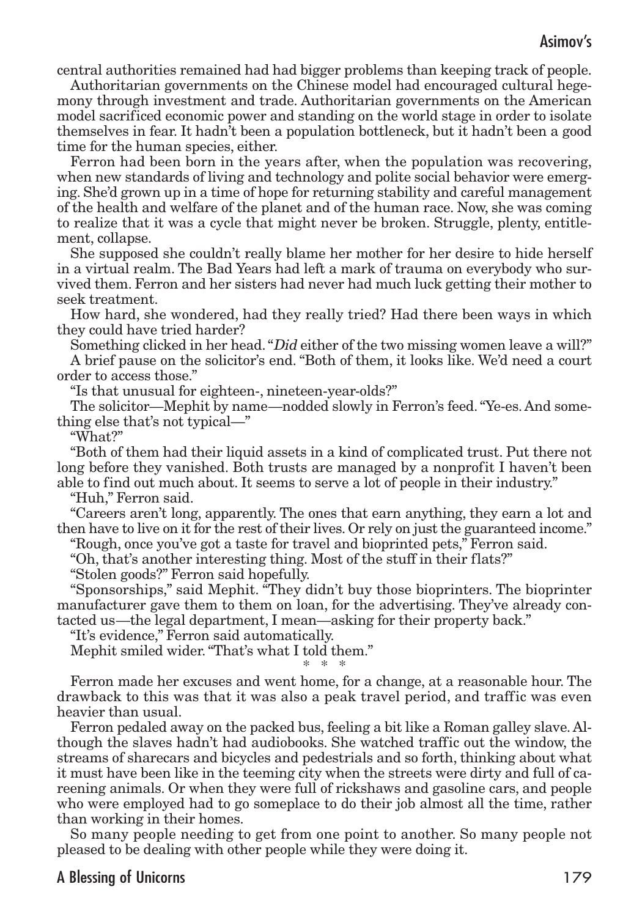central authorities remained had had bigger problems than keeping track of people.

Authoritarian governments on the Chinese model had encouraged cultural hegemony through investment and trade. Authoritarian governments on the American model sacrificed economic power and standing on the world stage in order to isolate themselves in fear. It hadn't been a population bottleneck, but it hadn't been a good time for the human species, either.

Ferron had been born in the years after, when the population was recovering, when new standards of living and technology and polite social behavior were emerging. She'd grown up in a time of hope for returning stability and careful management of the health and welfare of the planet and of the human race. Now, she was coming to realize that it was a cycle that might never be broken. Struggle, plenty, entitlement, collapse.

She supposed she couldn't really blame her mother for her desire to hide herself in a virtual realm. The Bad Years had left a mark of trauma on everybody who survived them. Ferron and her sisters had never had much luck getting their mother to seek treatment.

How hard, she wondered, had they really tried? Had there been ways in which they could have tried harder?

Something clicked in her head. "*Did* either of the two missing women leave a will?"

A brief pause on the solicitor's end. "Both of them, it looks like. We'd need a court order to access those."

"Is that unusual for eighteen-, nineteen-year-olds?"

The solicitor—Mephit by name—nodded slowly in Ferron's feed. "Ye-es. And something else that's not typical—"

"What?"

"Both of them had their liquid assets in a kind of complicated trust. Put there not long before they vanished. Both trusts are managed by a nonprofit I haven't been able to find out much about. It seems to serve a lot of people in their industry."

"Huh," Ferron said.

"Careers aren't long, apparently. The ones that earn anything, they earn a lot and then have to live on it for the rest of their lives. Or rely on just the guaranteed income."

"Rough, once you've got a taste for travel and bioprinted pets," Ferron said.

"Oh, that's another interesting thing. Most of the stuff in their flats?"

"Stolen goods?" Ferron said hopefully.

"Sponsorships," said Mephit. "They didn't buy those bioprinters. The bioprinter manufacturer gave them to them on loan, for the advertising. They've already contacted us—the legal department, I mean—asking for their property back."

"It's evidence," Ferron said automatically.

Mephit smiled wider. "That's what I told them."

\* \* \*

Ferron made her excuses and went home, for a change, at a reasonable hour. The drawback to this was that it was also a peak travel period, and traffic was even heavier than usual.

Ferron pedaled away on the packed bus, feeling a bit like a Roman galley slave. Although the slaves hadn't had audiobooks. She watched traffic out the window, the streams of sharecars and bicycles and pedestrials and so forth, thinking about what it must have been like in the teeming city when the streets were dirty and full of careening animals. Or when they were full of rickshaws and gasoline cars, and people who were employed had to go someplace to do their job almost all the time, rather than working in their homes.

So many people needing to get from one point to another. So many people not pleased to be dealing with other people while they were doing it.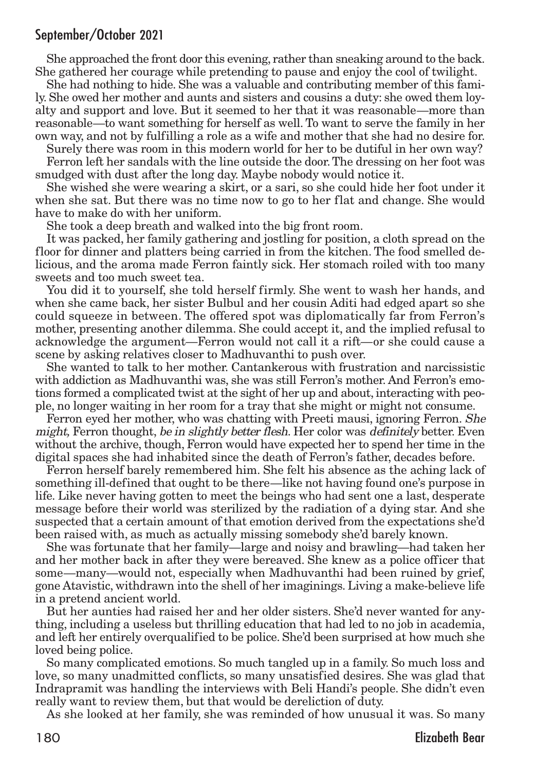She approached the front door this evening, rather than sneaking around to the back. She gathered her courage while pretending to pause and enjoy the cool of twilight.

She had nothing to hide. She was a valuable and contributing member of this family. She owed her mother and aunts and sisters and cousins a duty: she owed them loyalty and support and love. But it seemed to her that it was reasonable—more than reasonable—to want something for herself as well. To want to serve the family in her own way, and not by fulfilling a role as a wife and mother that she had no desire for.

Surely there was room in this modern world for her to be dutiful in her own way?

Ferron left her sandals with the line outside the door. The dressing on her foot was smudged with dust after the long day. Maybe nobody would notice it.

She wished she were wearing a skirt, or a sari, so she could hide her foot under it when she sat. But there was no time now to go to her flat and change. She would have to make do with her uniform.

She took a deep breath and walked into the big front room.

It was packed, her family gathering and jostling for position, a cloth spread on the floor for dinner and platters being carried in from the kitchen. The food smelled delicious, and the aroma made Ferron faintly sick. Her stomach roiled with too many sweets and too much sweet tea.

You did it to yourself, she told herself firmly. She went to wash her hands, and when she came back, her sister Bulbul and her cousin Aditi had edged apart so she could squeeze in between. The offered spot was diplomatically far from Ferron's mother, presenting another dilemma. She could accept it, and the implied refusal to acknowledge the argument—Ferron would not call it a rift—or she could cause a scene by asking relatives closer to Madhuvanthi to push over.

She wanted to talk to her mother. Cantankerous with frustration and narcissistic with addiction as Madhuvanthi was, she was still Ferron's mother. And Ferron's emotions formed a complicated twist at the sight of her up and about, interacting with people, no longer waiting in her room for a tray that she might or might not consume.

Ferron eyed her mother, who was chatting with Preeti mausi, ignoring Ferron. *She might,* Ferron thought, *be in slightly better flesh*. Her color was *definitely* better. Even without the archive, though, Ferron would have expected her to spend her time in the digital spaces she had inhabited since the death of Ferron's father, decades before.

Ferron herself barely remembered him. She felt his absence as the aching lack of something ill-defined that ought to be there—like not having found one's purpose in life. Like never having gotten to meet the beings who had sent one a last, desperate message before their world was sterilized by the radiation of a dying star. And she suspected that a certain amount of that emotion derived from the expectations she'd been raised with, as much as actually missing somebody she'd barely known.

She was fortunate that her family—large and noisy and brawling—had taken her and her mother back in after they were bereaved. She knew as a police officer that some—many—would not, especially when Madhuvanthi had been ruined by grief, gone Atavistic, withdrawn into the shell of her imaginings. Living a make-believe life in a pretend ancient world.

But her aunties had raised her and her older sisters. She'd never wanted for anything, including a useless but thrilling education that had led to no job in academia, and left her entirely overqualified to be police. She'd been surprised at how much she loved being police.

So many complicated emotions. So much tangled up in a family. So much loss and love, so many unadmitted conflicts, so many unsatisfied desires. She was glad that Indrapramit was handling the interviews with Beli Handi's people. She didn't even really want to review them, but that would be dereliction of duty.

As she looked at her family, she was reminded of how unusual it was. So many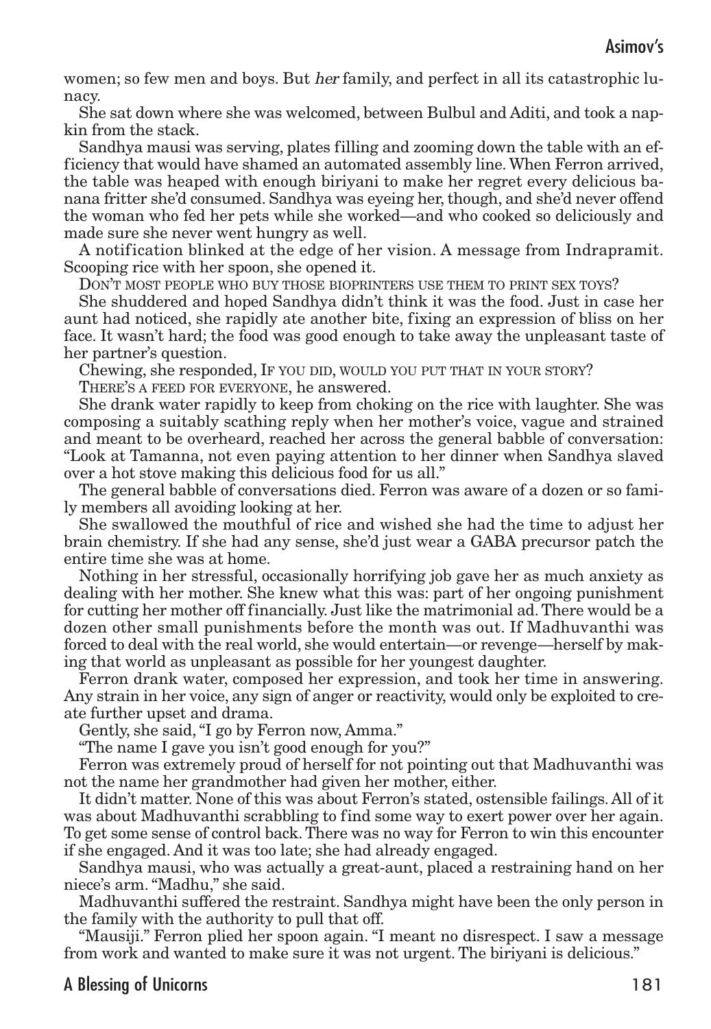women; so few men and boys. But *her* family, and perfect in all its catastrophic lunacy.

She sat down where she was welcomed, between Bulbul and Aditi, and took a napkin from the stack.

Sandhya mausi was serving, plates filling and zooming down the table with an efficiency that would have shamed an automated assembly line. When Ferron arrived, the table was heaped with enough biriyani to make her regret every delicious banana fritter she'd consumed. Sandhya was eyeing her, though, and she'd never offend the woman who fed her pets while she worked—and who cooked so deliciously and made sure she never went hungry as well.

A notification blinked at the edge of her vision. A message from Indrapramit. Scooping rice with her spoon, she opened it.

DON'T MOST PEOPLE WHO BUY THOSE BIOPRINTERS USE THEM TO PRINT SEX TOYS?

She shuddered and hoped Sandhya didn't think it was the food. Just in case her aunt had noticed, she rapidly ate another bite, fixing an expression of bliss on her face. It wasn't hard; the food was good enough to take away the unpleasant taste of her partner's question.

Chewing, she responded, IF YOU DID, WOULD YOU PUT THAT IN YOUR STORY?

THERE'S A FEED FOR EVERYONE, he answered.

She drank water rapidly to keep from choking on the rice with laughter. She was composing a suitably scathing reply when her mother's voice, vague and strained and meant to be overheard, reached her across the general babble of conversation: "Look at Tamanna, not even paying attention to her dinner when Sandhya slaved over a hot stove making this delicious food for us all."

The general babble of conversations died. Ferron was aware of a dozen or so family members all avoiding looking at her.

She swallowed the mouthful of rice and wished she had the time to adjust her brain chemistry. If she had any sense, she'd just wear a GABA precursor patch the entire time she was at home.

Nothing in her stressful, occasionally horrifying job gave her as much anxiety as dealing with her mother. She knew what this was: part of her ongoing punishment for cutting her mother off financially. Just like the matrimonial ad. There would be a dozen other small punishments before the month was out. If Madhuvanthi was forced to deal with the real world, she would entertain—or revenge—herself by making that world as unpleasant as possible for her youngest daughter.

Ferron drank water, composed her expression, and took her time in answering. Any strain in her voice, any sign of anger or reactivity, would only be exploited to create further upset and drama.

Gently, she said, "I go by Ferron now, Amma."

"The name I gave you isn't good enough for you?"

Ferron was extremely proud of herself for not pointing out that Madhuvanthi was not the name her grandmother had given her mother, either.

It didn't matter. None of this was about Ferron's stated, ostensible failings. All of it was about Madhuvanthi scrabbling to find some way to exert power over her again. To get some sense of control back. There was no way for Ferron to win this encounter if she engaged. And it was too late; she had already engaged.

Sandhya mausi, who was actually a great-aunt, placed a restraining hand on her niece's arm. "Madhu," she said.

Madhuvanthi suffered the restraint. Sandhya might have been the only person in the family with the authority to pull that off.

"Mausiji." Ferron plied her spoon again. "I meant no disrespect. I saw a message from work and wanted to make sure it was not urgent. The biriyani is delicious."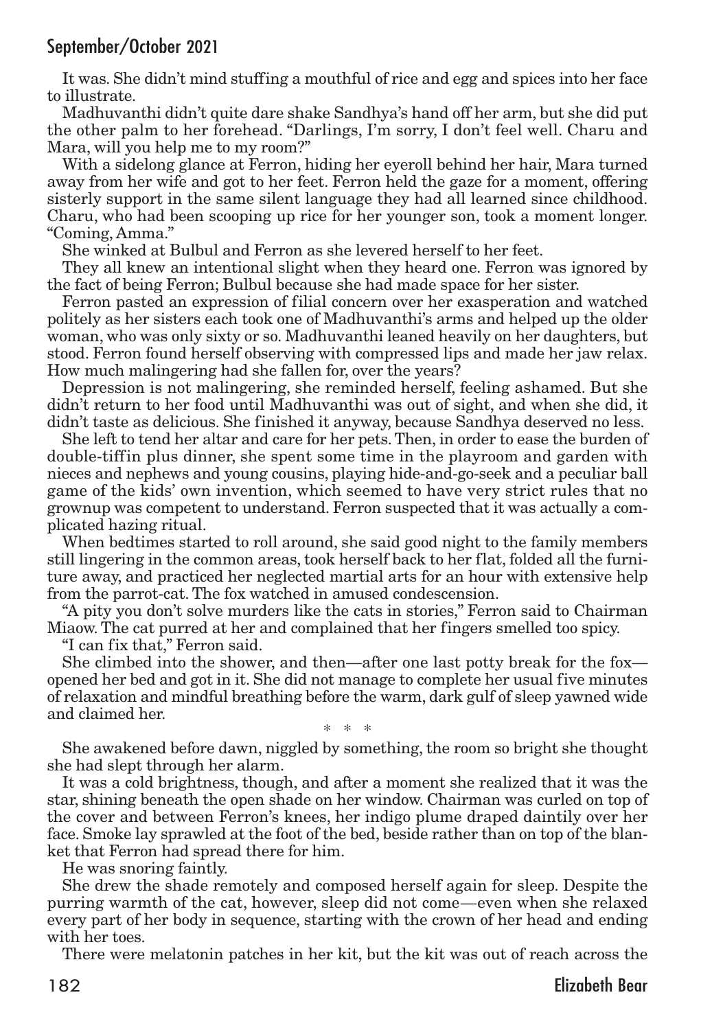It was. She didn't mind stuffing a mouthful of rice and egg and spices into her face to illustrate.

Madhuvanthi didn't quite dare shake Sandhya's hand off her arm, but she did put the other palm to her forehead. "Darlings, I'm sorry, I don't feel well. Charu and Mara, will you help me to my room?"

With a sidelong glance at Ferron, hiding her eyeroll behind her hair, Mara turned away from her wife and got to her feet. Ferron held the gaze for a moment, offering sisterly support in the same silent language they had all learned since childhood. Charu, who had been scooping up rice for her younger son, took a moment longer. "Coming, Amma."

She winked at Bulbul and Ferron as she levered herself to her feet.

They all knew an intentional slight when they heard one. Ferron was ignored by the fact of being Ferron; Bulbul because she had made space for her sister.

Ferron pasted an expression of filial concern over her exasperation and watched politely as her sisters each took one of Madhuvanthi's arms and helped up the older woman, who was only sixty or so. Madhuvanthi leaned heavily on her daughters, but stood. Ferron found herself observing with compressed lips and made her jaw relax. How much malingering had she fallen for, over the years?

Depression is not malingering, she reminded herself, feeling ashamed. But she didn't return to her food until Madhuvanthi was out of sight, and when she did, it didn't taste as delicious. She finished it anyway, because Sandhya deserved no less.

She left to tend her altar and care for her pets. Then, in order to ease the burden of double-tiffin plus dinner, she spent some time in the playroom and garden with nieces and nephews and young cousins, playing hide-and-go-seek and a peculiar ball game of the kids' own invention, which seemed to have very strict rules that no grownup was competent to understand. Ferron suspected that it was actually a complicated hazing ritual.

When bedtimes started to roll around, she said good night to the family members still lingering in the common areas, took herself back to her flat, folded all the furniture away, and practiced her neglected martial arts for an hour with extensive help from the parrot-cat. The fox watched in amused condescension.

"A pity you don't solve murders like the cats in stories," Ferron said to Chairman Miaow. The cat purred at her and complained that her fingers smelled too spicy.

"I can fix that," Ferron said.

She climbed into the shower, and then—after one last potty break for the fox—opened her bed and got in it. She did not manage to complete her usual five minutes of relaxation and mindful breathing before the warm, dark gulf of sleep yawned wide and claimed her.

\* \* \*

She awakened before dawn, niggled by something, the room so bright she thought she had slept through her alarm.

It was a cold brightness, though, and after a moment she realized that it was the star, shining beneath the open shade on her window. Chairman was curled on top of the cover and between Ferron's knees, her indigo plume draped daintily over her face. Smoke lay sprawled at the foot of the bed, beside rather than on top of the blanket that Ferron had spread there for him.

He was snoring faintly.

She drew the shade remotely and composed herself again for sleep. Despite the purring warmth of the cat, however, sleep did not come—even when she relaxed every part of her body in sequence, starting with the crown of her head and ending with her toes.

There were melatonin patches in her kit, but the kit was out of reach across the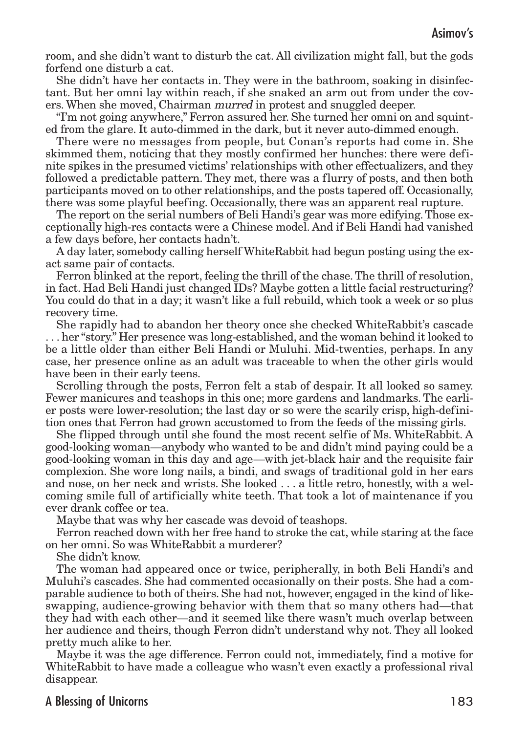room, and she didn't want to disturb the cat. All civilization might fall, but the gods forfend one disturb a cat.

She didn't have her contacts in. They were in the bathroom, soaking in disinfectant. But her omni lay within reach, if she snaked an arm out from under the covers. When she moved, Chairman *murred* in protest and snuggled deeper.

"I'm not going anywhere," Ferron assured her. She turned her omni on and squinted from the glare. It auto-dimmed in the dark, but it never auto-dimmed enough.

There were no messages from people, but Conan's reports had come in. She skimmed them, noticing that they mostly confirmed her hunches: there were definite spikes in the presumed victims' relationships with other effectualizers, and they followed a predictable pattern. They met, there was a flurry of posts, and then both participants moved on to other relationships, and the posts tapered off. Occasionally, there was some playful beefing. Occasionally, there was an apparent real rupture.

The report on the serial numbers of Beli Handi's gear was more edifying. Those exceptionally high-res contacts were a Chinese model. And if Beli Handi had vanished a few days before, her contacts hadn't.

A day later, somebody calling herself WhiteRabbit had begun posting using the exact same pair of contacts.

Ferron blinked at the report, feeling the thrill of the chase. The thrill of resolution, in fact. Had Beli Handi just changed IDs? Maybe gotten a little facial restructuring? You could do that in a day; it wasn't like a full rebuild, which took a week or so plus recovery time.

She rapidly had to abandon her theory once she checked WhiteRabbit's cascade . . . her "story." Her presence was long-established, and the woman behind it looked to be a little older than either Beli Handi or Muluhi. Mid-twenties, perhaps. In any case, her presence online as an adult was traceable to when the other girls would have been in their early teens.

Scrolling through the posts, Ferron felt a stab of despair. It all looked so samey. Fewer manicures and teashops in this one; more gardens and landmarks. The earlier posts were lower-resolution; the last day or so were the scarily crisp, high-definition ones that Ferron had grown accustomed to from the feeds of the missing girls.

She flipped through until she found the most recent selfie of Ms. WhiteRabbit. A good-looking woman—anybody who wanted to be and didn't mind paying could be a good-looking woman in this day and age—with jet-black hair and the requisite fair complexion. She wore long nails, a bindi, and swags of traditional gold in her ears and nose, on her neck and wrists. She looked . . . a little retro, honestly, with a welcoming smile full of artificially white teeth. That took a lot of maintenance if you ever drank coffee or tea.

Maybe that was why her cascade was devoid of teashops.

Ferron reached down with her free hand to stroke the cat, while staring at the face on her omni. So was WhiteRabbit a murderer?

She didn't know.

The woman had appeared once or twice, peripherally, in both Beli Handi's and Muluhi's cascades. She had commented occasionally on their posts. She had a comparable audience to both of theirs. She had not, however, engaged in the kind of like-swapping, audience-growing behavior with them that so many others had—that they had with each other—and it seemed like there wasn't much overlap between her audience and theirs, though Ferron didn't understand why not. They all looked pretty much alike to her.

Maybe it was the age difference. Ferron could not, immediately, find a motive for WhiteRabbit to have made a colleague who wasn't even exactly a professional rival disappear.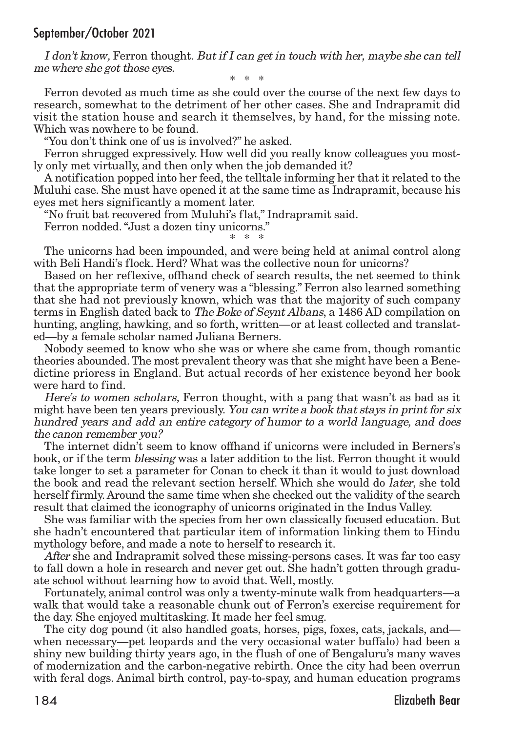*I don't know,* Ferron thought. *But if I can get in touch with her, maybe she can tell me where she got those eyes.*

\* \* \*

Ferron devoted as much time as she could over the course of the next few days to research, somewhat to the detriment of her other cases. She and Indrapramit did visit the station house and search it themselves, by hand, for the missing note. Which was nowhere to be found.

"You don't think one of us is involved?" he asked.

Ferron shrugged expressively. How well did you really know colleagues you mostly only met virtually, and then only when the job demanded it?

A notification popped into her feed, the telltale informing her that it related to the Muluhi case. She must have opened it at the same time as Indrapramit, because his eyes met hers significantly a moment later.

"No fruit bat recovered from Muluhi's flat," Indrapramit said.

Ferron nodded. "Just a dozen tiny unicorns."

\* \* \*

The unicorns had been impounded, and were being held at animal control along with Beli Handi's flock. Herd? What was the collective noun for unicorns?

Based on her reflexive, offhand check of search results, the net seemed to think that the appropriate term of venery was a "blessing." Ferron also learned something that she had not previously known, which was that the majority of such company terms in English dated back to *The Boke of Seynt Albans*, a 1486 AD compilation on hunting, angling, hawking, and so forth, written—or at least collected and translated—by a female scholar named Juliana Berners.

Nobody seemed to know who she was or where she came from, though romantic theories abounded. The most prevalent theory was that she might have been a Benedictine prioress in England. But actual records of her existence beyond her book were hard to find.

*Here's to women scholars,* Ferron thought, with a pang that wasn't as bad as it might have been ten years previously. *You can write a book that stays in print for six hundred years and add an entire category of humor to a world language, and does the canon remember you?*

The internet didn't seem to know offhand if unicorns were included in Berners's book, or if the term *blessing* was a later addition to the list. Ferron thought it would take longer to set a parameter for Conan to check it than it would to just download the book and read the relevant section herself. Which she would do *later*, she told herself firmly. Around the same time when she checked out the validity of the search result that claimed the iconography of unicorns originated in the Indus Valley.

She was familiar with the species from her own classically focused education. But she hadn't encountered that particular item of information linking them to Hindu mythology before, and made a note to herself to research it.

*After* she and Indrapramit solved these missing-persons cases. It was far too easy to fall down a hole in research and never get out. She hadn't gotten through graduate school without learning how to avoid that. Well, mostly.

Fortunately, animal control was only a twenty-minute walk from headquarters—a walk that would take a reasonable chunk out of Ferron's exercise requirement for the day. She enjoyed multitasking. It made her feel smug.

The city dog pound (it also handled goats, horses, pigs, foxes, cats, jackals, and—when necessary—pet leopards and the very occasional water buffalo) had been a shiny new building thirty years ago, in the flush of one of Bengaluru's many waves of modernization and the carbon-negative rebirth. Once the city had been overrun with feral dogs. Animal birth control, pay-to-spay, and human education programs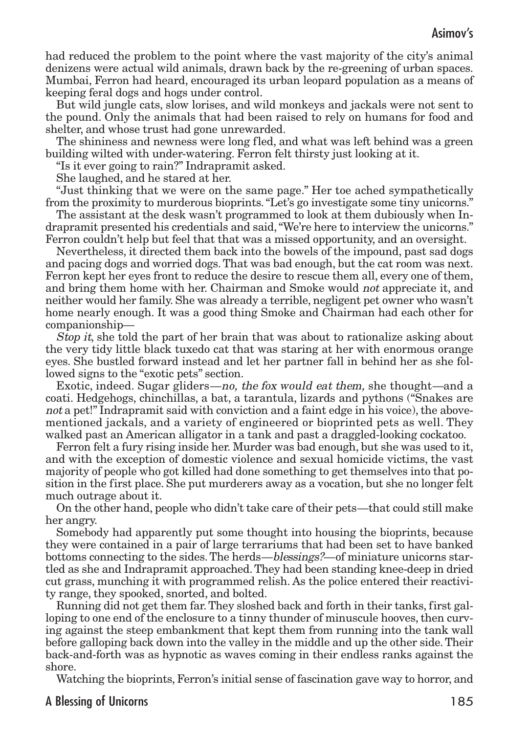had reduced the problem to the point where the vast majority of the city's animal denizens were actual wild animals, drawn back by the re-greening of urban spaces. Mumbai, Ferron had heard, encouraged its urban leopard population as a means of keeping feral dogs and hogs under control.

But wild jungle cats, slow lorises, and wild monkeys and jackals were not sent to the pound. Only the animals that had been raised to rely on humans for food and shelter, and whose trust had gone unrewarded.

The shininess and newness were long fled, and what was left behind was a green building wilted with under-watering. Ferron felt thirsty just looking at it.

"Is it ever going to rain?" Indrapramit asked.

She laughed, and he stared at her.

"Just thinking that we were on the same page." Her toe ached sympathetically from the proximity to murderous bioprints. "Let's go investigate some tiny unicorns."

The assistant at the desk wasn't programmed to look at them dubiously when Indrapramit presented his credentials and said, "We're here to interview the unicorns." Ferron couldn't help but feel that that was a missed opportunity, and an oversight.

Nevertheless, it directed them back into the bowels of the impound, past sad dogs and pacing dogs and worried dogs. That was bad enough, but the cat room was next. Ferron kept her eyes front to reduce the desire to rescue them all, every one of them, and bring them home with her. Chairman and Smoke would *not* appreciate it, and neither would her family. She was already a terrible, negligent pet owner who wasn't home nearly enough. It was a good thing Smoke and Chairman had each other for companionship—

*Stop it*, she told the part of her brain that was about to rationalize asking about the very tidy little black tuxedo cat that was staring at her with enormous orange eyes. She bustled forward instead and let her partner fall in behind her as she followed signs to the "exotic pets" section.

Exotic, indeed. Sugar gliders—*no, the fox would eat them,* she thought—and a coati. Hedgehogs, chinchillas, a bat, a tarantula, lizards and pythons ("Snakes are *not* a pet!" Indrapramit said with conviction and a faint edge in his voice), the above-mentioned jackals, and a variety of engineered or bioprinted pets as well. They walked past an American alligator in a tank and past a draggled-looking cockatoo.

Ferron felt a fury rising inside her. Murder was bad enough, but she was used to it, and with the exception of domestic violence and sexual homicide victims, the vast majority of people who got killed had done something to get themselves into that position in the first place. She put murderers away as a vocation, but she no longer felt much outrage about it.

On the other hand, people who didn't take care of their pets—that could still make her angry.

Somebody had apparently put some thought into housing the bioprints, because they were contained in a pair of large terrariums that had been set to have banked bottoms connecting to the sides. The herds—*blessings?*—of miniature unicorns startled as she and Indrapramit approached. They had been standing knee-deep in dried cut grass, munching it with programmed relish. As the police entered their reactivity range, they spooked, snorted, and bolted.

Running did not get them far. They sloshed back and forth in their tanks, first galloping to one end of the enclosure to a tinny thunder of minuscule hooves, then curving against the steep embankment that kept them from running into the tank wall before galloping back down into the valley in the middle and up the other side. Their back-and-forth was as hypnotic as waves coming in their endless ranks against the shore.

Watching the bioprints, Ferron's initial sense of fascination gave way to horror, and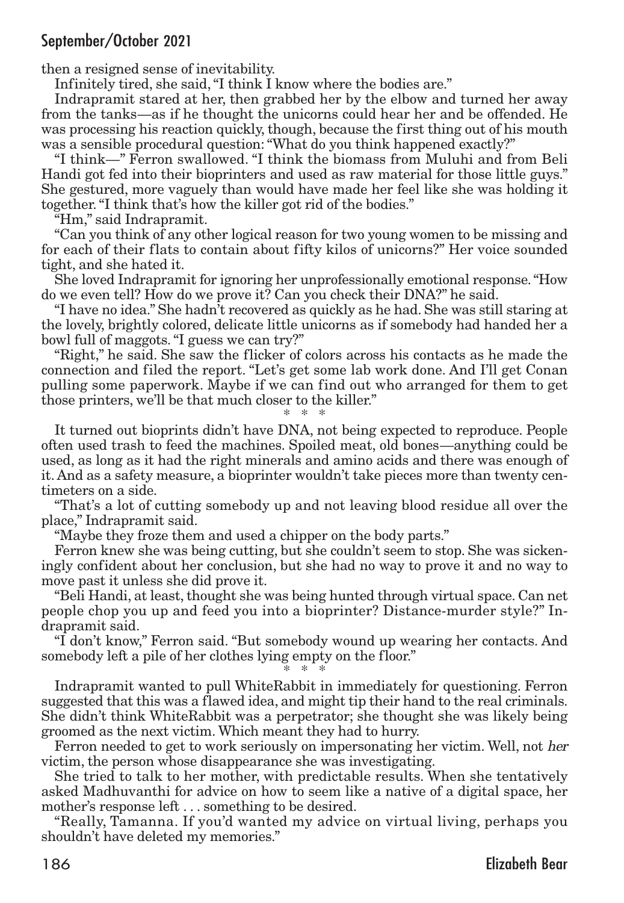then a resigned sense of inevitability.

Infinitely tired, she said, "I think I know where the bodies are."

Indrapramit stared at her, then grabbed her by the elbow and turned her away from the tanks—as if he thought the unicorns could hear her and be offended. He was processing his reaction quickly, though, because the first thing out of his mouth was a sensible procedural question: "What do you think happened exactly?"

"I think—" Ferron swallowed. "I think the biomass from Muluhi and from Beli Handi got fed into their bioprinters and used as raw material for those little guys." She gestured, more vaguely than would have made her feel like she was holding it together. "I think that's how the killer got rid of the bodies."

"Hm," said Indrapramit.

"Can you think of any other logical reason for two young women to be missing and for each of their flats to contain about fifty kilos of unicorns?" Her voice sounded tight, and she hated it.

She loved Indrapramit for ignoring her unprofessionally emotional response. "How do we even tell? How do we prove it? Can you check their DNA?" he said.

"I have no idea." She hadn't recovered as quickly as he had. She was still staring at the lovely, brightly colored, delicate little unicorns as if somebody had handed her a bowl full of maggots. "I guess we can try?"

"Right," he said. She saw the flicker of colors across his contacts as he made the connection and filed the report. "Let's get some lab work done. And I'll get Conan pulling some paperwork. Maybe if we can find out who arranged for them to get those printers, we'll be that much closer to the killer."

\* \* \*

It turned out bioprints didn't have DNA, not being expected to reproduce. People often used trash to feed the machines. Spoiled meat, old bones—anything could be used, as long as it had the right minerals and amino acids and there was enough of it. And as a safety measure, a bioprinter wouldn't take pieces more than twenty centimeters on a side.

"That's a lot of cutting somebody up and not leaving blood residue all over the place," Indrapramit said.

"Maybe they froze them and used a chipper on the body parts."

Ferron knew she was being cutting, but she couldn't seem to stop. She was sickeningly confident about her conclusion, but she had no way to prove it and no way to move past it unless she did prove it.

"Beli Handi, at least, thought she was being hunted through virtual space. Can net people chop you up and feed you into a bioprinter? Distance-murder style?" Indrapramit said.

"I don't know," Ferron said. "But somebody wound up wearing her contacts. And somebody left a pile of her clothes lying empty on the floor."

\* \* \*

Indrapramit wanted to pull WhiteRabbit in immediately for questioning. Ferron suggested that this was a flawed idea, and might tip their hand to the real criminals. She didn't think WhiteRabbit was a perpetrator; she thought she was likely being groomed as the next victim. Which meant they had to hurry.

Ferron needed to get to work seriously on impersonating her victim. Well, not *her* victim, the person whose disappearance she was investigating.

She tried to talk to her mother, with predictable results. When she tentatively asked Madhuvanthi for advice on how to seem like a native of a digital space, her mother's response left . . . something to be desired.

"Really, Tamanna. If you'd wanted my advice on virtual living, perhaps you shouldn't have deleted my memories."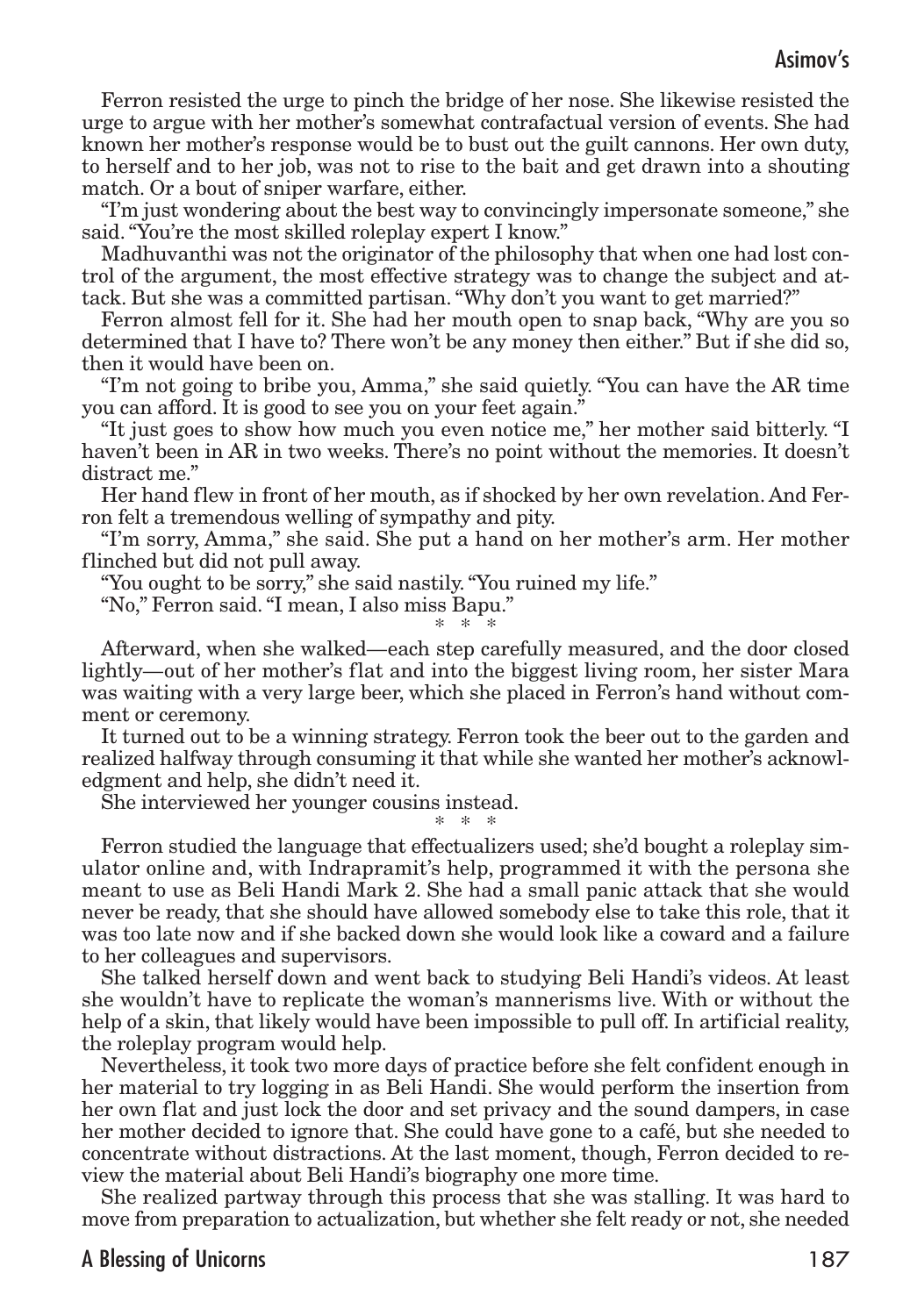Ferron resisted the urge to pinch the bridge of her nose. She likewise resisted the urge to argue with her mother's somewhat contrafactual version of events. She had known her mother's response would be to bust out the guilt cannons. Her own duty, to herself and to her job, was not to rise to the bait and get drawn into a shouting match. Or a bout of sniper warfare, either.

"I'm just wondering about the best way to convincingly impersonate someone," she said. "You're the most skilled roleplay expert I know."

Madhuvanthi was not the originator of the philosophy that when one had lost control of the argument, the most effective strategy was to change the subject and attack. But she was a committed partisan. "Why don't you want to get married?"

Ferron almost fell for it. She had her mouth open to snap back, "Why are you so determined that I have to? There won't be any money then either." But if she did so, then it would have been on.

"I'm not going to bribe you, Amma," she said quietly. "You can have the AR time you can afford. It is good to see you on your feet again."

"It just goes to show how much you even notice me," her mother said bitterly. "I haven't been in AR in two weeks. There's no point without the memories. It doesn't distract me."

Her hand flew in front of her mouth, as if shocked by her own revelation. And Ferron felt a tremendous welling of sympathy and pity.

"I'm sorry, Amma," she said. She put a hand on her mother's arm. Her mother flinched but did not pull away.

"You ought to be sorry," she said nastily. "You ruined my life."

"No," Ferron said. "I mean, I also miss Bapu."

\* \* \*

Afterward, when she walked—each step carefully measured, and the door closed lightly—out of her mother's flat and into the biggest living room, her sister Mara was waiting with a very large beer, which she placed in Ferron's hand without comment or ceremony.

It turned out to be a winning strategy. Ferron took the beer out to the garden and realized halfway through consuming it that while she wanted her mother's acknowledgment and help, she didn't need it.

She interviewed her younger cousins instead.

\* \* \*

Ferron studied the language that effectualizers used; she'd bought a roleplay simulator online and, with Indrapramit's help, programmed it with the persona she meant to use as Beli Handi Mark 2. She had a small panic attack that she would never be ready, that she should have allowed somebody else to take this role, that it was too late now and if she backed down she would look like a coward and a failure to her colleagues and supervisors.

She talked herself down and went back to studying Beli Handi's videos. At least she wouldn't have to replicate the woman's mannerisms live. With or without the help of a skin, that likely would have been impossible to pull off. In artificial reality, the roleplay program would help.

Nevertheless, it took two more days of practice before she felt confident enough in her material to try logging in as Beli Handi. She would perform the insertion from her own flat and just lock the door and set privacy and the sound dampers, in case her mother decided to ignore that. She could have gone to a café, but she needed to concentrate without distractions. At the last moment, though, Ferron decided to review the material about Beli Handi's biography one more time.

She realized partway through this process that she was stalling. It was hard to move from preparation to actualization, but whether she felt ready or not, she needed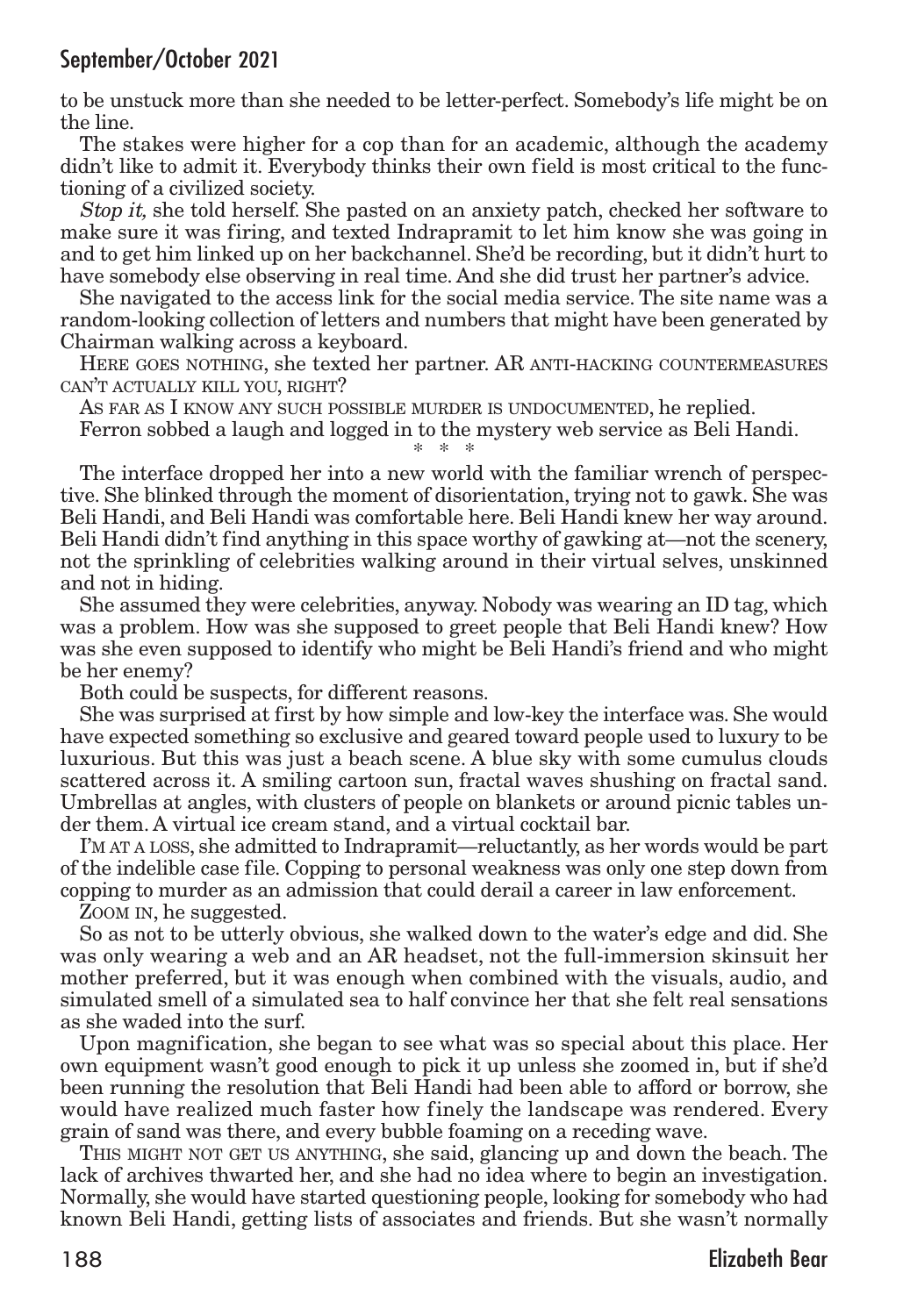to be unstuck more than she needed to be letter-perfect. Somebody's life might be on the line.

The stakes were higher for a cop than for an academic, although the academy didn't like to admit it. Everybody thinks their own field is most critical to the functioning of a civilized society.

*Stop it,* she told herself. She pasted on an anxiety patch, checked her software to make sure it was firing, and texted Indrapramit to let him know she was going in and to get him linked up on her backchannel. She'd be recording, but it didn't hurt to have somebody else observing in real time. And she did trust her partner's advice.

She navigated to the access link for the social media service. The site name was a random-looking collection of letters and numbers that might have been generated by Chairman walking across a keyboard.

HERE GOES NOTHING, she texted her partner. AR ANTI-HACKING COUNTERMEASURES CAN'T ACTUALLY KILL YOU, RIGHT?

AS FAR AS I KNOW ANY SUCH POSSIBLE MURDER IS UNDOCUMENTED, he replied.

Ferron sobbed a laugh and logged in to the mystery web service as Beli Handi.

\* \* \*

The interface dropped her into a new world with the familiar wrench of perspective. She blinked through the moment of disorientation, trying not to gawk. She was Beli Handi, and Beli Handi was comfortable here. Beli Handi knew her way around. Beli Handi didn't find anything in this space worthy of gawking at—not the scenery, not the sprinkling of celebrities walking around in their virtual selves, unskinned and not in hiding.

She assumed they were celebrities, anyway. Nobody was wearing an ID tag, which was a problem. How was she supposed to greet people that Beli Handi knew? How was she even supposed to identify who might be Beli Handi's friend and who might be her enemy?

Both could be suspects, for different reasons.

She was surprised at first by how simple and low-key the interface was. She would have expected something so exclusive and geared toward people used to luxury to be luxurious. But this was just a beach scene. A blue sky with some cumulus clouds scattered across it. A smiling cartoon sun, fractal waves shushing on fractal sand. Umbrellas at angles, with clusters of people on blankets or around picnic tables under them. A virtual ice cream stand, and a virtual cocktail bar.

I'M AT A LOSS, she admitted to Indrapramit—reluctantly, as her words would be part of the indelible case file. Copping to personal weakness was only one step down from copping to murder as an admission that could derail a career in law enforcement.

ZOOM IN, he suggested.

So as not to be utterly obvious, she walked down to the water's edge and did. She was only wearing a web and an AR headset, not the full-immersion skinsuit her mother preferred, but it was enough when combined with the visuals, audio, and simulated smell of a simulated sea to half convince her that she felt real sensations as she waded into the surf.

Upon magnification, she began to see what was so special about this place. Her own equipment wasn't good enough to pick it up unless she zoomed in, but if she'd been running the resolution that Beli Handi had been able to afford or borrow, she would have realized much faster how finely the landscape was rendered. Every grain of sand was there, and every bubble foaming on a receding wave.

THIS MIGHT NOT GET US ANYTHING, she said, glancing up and down the beach. The lack of archives thwarted her, and she had no idea where to begin an investigation. Normally, she would have started questioning people, looking for somebody who had known Beli Handi, getting lists of associates and friends. But she wasn't normally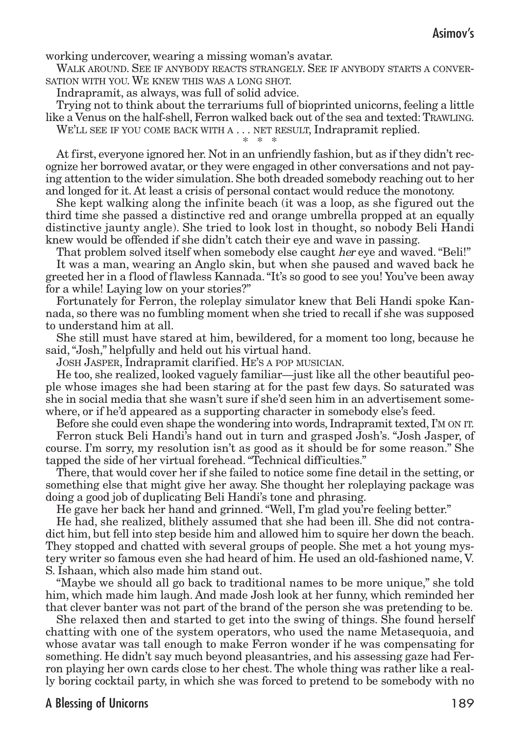working undercover, wearing a missing woman's avatar.

WALK AROUND. SEE IF ANYBODY REACTS STRANGELY. SEE IF ANYBODY STARTS A CONVERSATION WITH YOU. WE KNEW THIS WAS A LONG SHOT.

Indrapramit, as always, was full of solid advice.

Trying not to think about the terrariums full of bioprinted unicorns, feeling a little like a Venus on the half-shell, Ferron walked back out of the sea and texted: TRAWLING.

WE'LL SEE IF YOU COME BACK WITH A . . . NET RESULT, Indrapramit replied.

\* \* \*

At first, everyone ignored her. Not in an unfriendly fashion, but as if they didn't recognize her borrowed avatar, or they were engaged in other conversations and not paying attention to the wider simulation. She both dreaded somebody reaching out to her and longed for it. At least a crisis of personal contact would reduce the monotony.

She kept walking along the infinite beach (it was a loop, as she figured out the third time she passed a distinctive red and orange umbrella propped at an equally distinctive jaunty angle). She tried to look lost in thought, so nobody Beli Handi knew would be offended if she didn't catch their eye and wave in passing.

That problem solved itself when somebody else caught *her* eye and waved. "Beli!"

It was a man, wearing an Anglo skin, but when she paused and waved back he greeted her in a flood of flawless Kannada. "It's so good to see you! You've been away for a while! Laying low on your stories?"

Fortunately for Ferron, the roleplay simulator knew that Beli Handi spoke Kannada, so there was no fumbling moment when she tried to recall if she was supposed to understand him at all.

She still must have stared at him, bewildered, for a moment too long, because he said, "Josh," helpfully and held out his virtual hand.

JOSH JASPER, Indrapramit clarified. HE'S A POP MUSICIAN.

He too, she realized, looked vaguely familiar—just like all the other beautiful people whose images she had been staring at for the past few days. So saturated was she in social media that she wasn't sure if she'd seen him in an advertisement somewhere, or if he'd appeared as a supporting character in somebody else's feed.

Before she could even shape the wondering into words, Indrapramit texted, I'M ON IT.

Ferron stuck Beli Handi's hand out in turn and grasped Josh's. "Josh Jasper, of course. I'm sorry, my resolution isn't as good as it should be for some reason." She tapped the side of her virtual forehead. "Technical difficulties."

There, that would cover her if she failed to notice some fine detail in the setting, or something else that might give her away. She thought her roleplaying package was doing a good job of duplicating Beli Handi's tone and phrasing.

He gave her back her hand and grinned. "Well, I'm glad you're feeling better."

He had, she realized, blithely assumed that she had been ill. She did not contradict him, but fell into step beside him and allowed him to squire her down the beach. They stopped and chatted with several groups of people. She met a hot young mystery writer so famous even she had heard of him. He used an old-fashioned name, V. S. Ishaan, which also made him stand out.

"Maybe we should all go back to traditional names to be more unique," she told him, which made him laugh. And made Josh look at her funny, which reminded her that clever banter was not part of the brand of the person she was pretending to be.

She relaxed then and started to get into the swing of things. She found herself chatting with one of the system operators, who used the name Metasequoia, and whose avatar was tall enough to make Ferron wonder if he was compensating for something. He didn't say much beyond pleasantries, and his assessing gaze had Ferron playing her own cards close to her chest. The whole thing was rather like a really boring cocktail party, in which she was forced to pretend to be somebody with no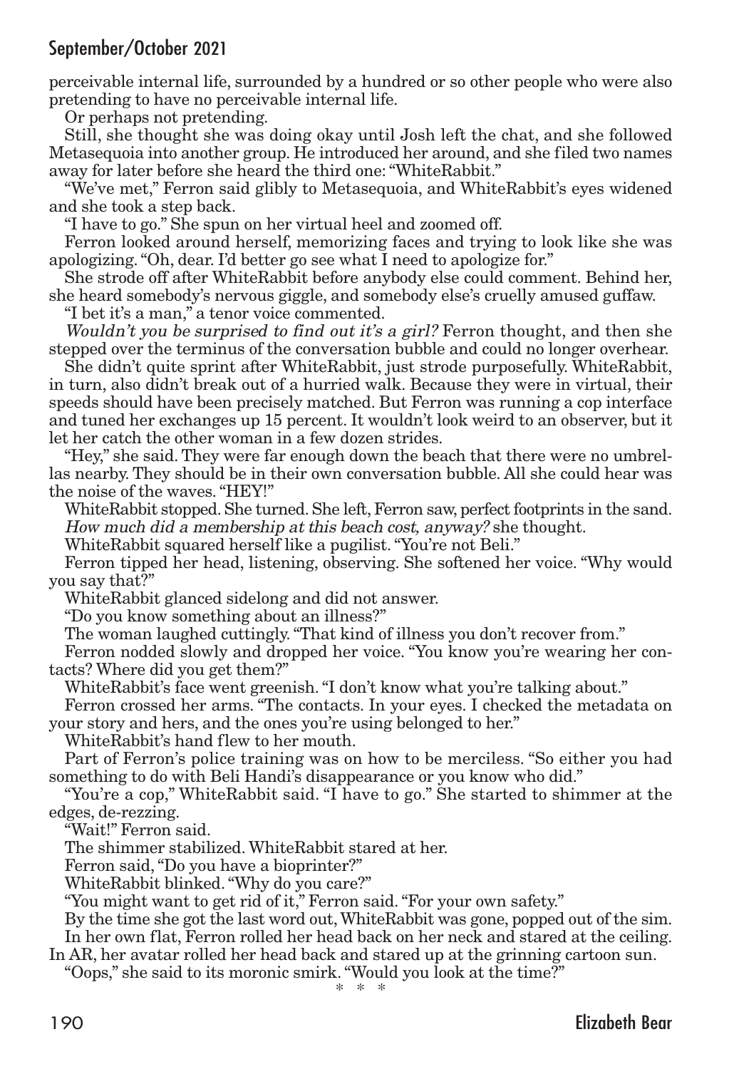perceivable internal life, surrounded by a hundred or so other people who were also pretending to have no perceivable internal life.

Or perhaps not pretending.

Still, she thought she was doing okay until Josh left the chat, and she followed Metasequoia into another group. He introduced her around, and she filed two names away for later before she heard the third one: "WhiteRabbit."

"We've met," Ferron said glibly to Metasequoia, and WhiteRabbit's eyes widened and she took a step back.

"I have to go." She spun on her virtual heel and zoomed off.

Ferron looked around herself, memorizing faces and trying to look like she was apologizing. "Oh, dear. I'd better go see what I need to apologize for."

She strode off after WhiteRabbit before anybody else could comment. Behind her, she heard somebody's nervous giggle, and somebody else's cruelly amused guffaw.

"I bet it's a man," a tenor voice commented.

*Wouldn't you be surprised to find out it's a girl?* Ferron thought, and then she stepped over the terminus of the conversation bubble and could no longer overhear.

She didn't quite sprint after WhiteRabbit, just strode purposefully. WhiteRabbit, in turn, also didn't break out of a hurried walk. Because they were in virtual, their speeds should have been precisely matched. But Ferron was running a cop interface and tuned her exchanges up 15 percent. It wouldn't look weird to an observer, but it let her catch the other woman in a few dozen strides.

"Hey," she said. They were far enough down the beach that there were no umbrellas nearby. They should be in their own conversation bubble. All she could hear was the noise of the waves. "HEY!"

WhiteRabbit stopped. She turned. She left, Ferron saw, perfect footprints in the sand.

*How much did a membership at this beach cost, anyway?* she thought.

WhiteRabbit squared herself like a pugilist. "You're not Beli."

Ferron tipped her head, listening, observing. She softened her voice. "Why would you say that?"

WhiteRabbit glanced sidelong and did not answer.

"Do you know something about an illness?"

The woman laughed cuttingly. "That kind of illness you don't recover from."

Ferron nodded slowly and dropped her voice. "You know you're wearing her contacts? Where did you get them?"

WhiteRabbit's face went greenish. "I don't know what you're talking about."

Ferron crossed her arms. "The contacts. In your eyes. I checked the metadata on your story and hers, and the ones you're using belonged to her."

WhiteRabbit's hand flew to her mouth.

Part of Ferron's police training was on how to be merciless. "So either you had something to do with Beli Handi's disappearance or you know who did."

"You're a cop," WhiteRabbit said. "I have to go." She started to shimmer at the edges, de-rezzing.

"Wait!" Ferron said.

The shimmer stabilized. WhiteRabbit stared at her.

Ferron said, "Do you have a bioprinter?"

WhiteRabbit blinked. "Why do you care?"

"You might want to get rid of it," Ferron said. "For your own safety."

By the time she got the last word out, WhiteRabbit was gone, popped out of the sim.

In her own flat, Ferron rolled her head back on her neck and stared at the ceiling. In AR, her avatar rolled her head back and stared up at the grinning cartoon sun.

"Oops," she said to its moronic smirk. "Would you look at the time?"

\* \* \*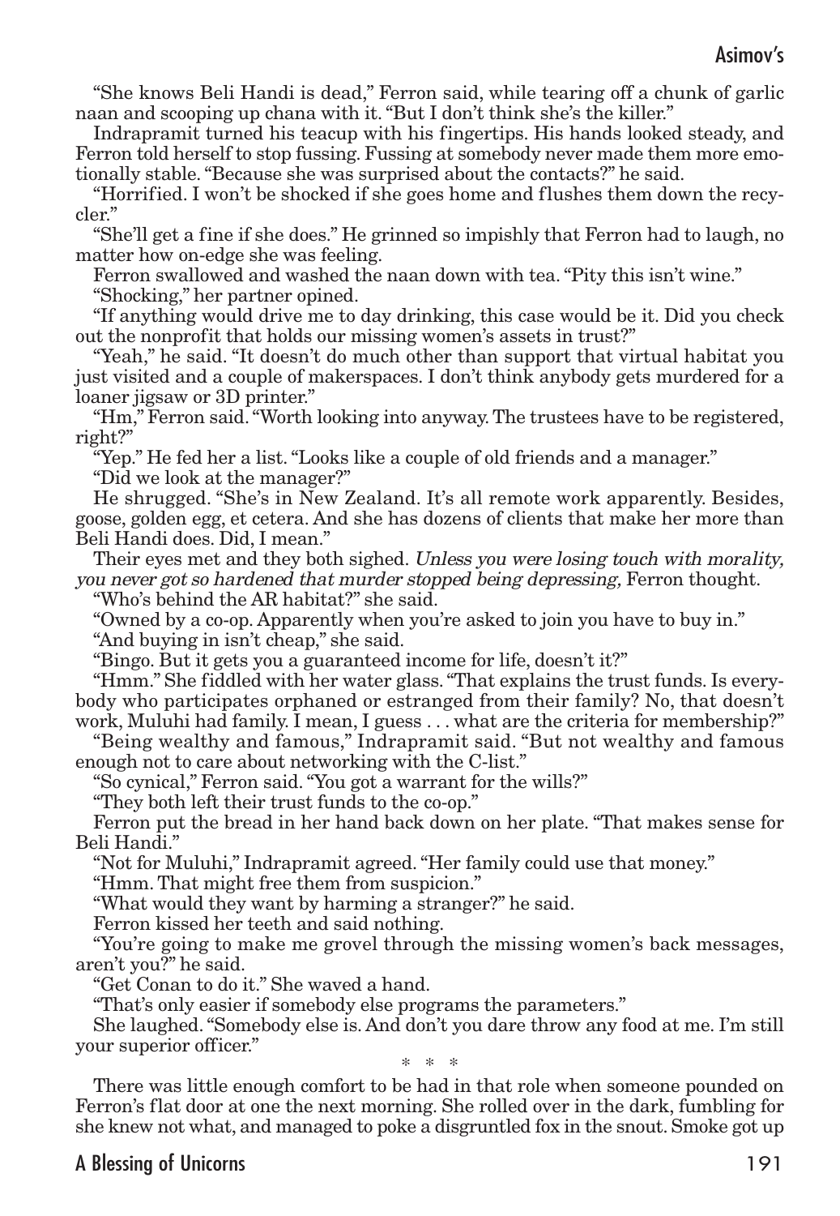"She knows Beli Handi is dead," Ferron said, while tearing off a chunk of garlic naan and scooping up chana with it. "But I don't think she's the killer."

Indrapramit turned his teacup with his fingertips. His hands looked steady, and Ferron told herself to stop fussing. Fussing at somebody never made them more emotionally stable. "Because she was surprised about the contacts?" he said.

"Horrified. I won't be shocked if she goes home and flushes them down the recycler."

"She'll get a fine if she does." He grinned so impishly that Ferron had to laugh, no matter how on-edge she was feeling.

Ferron swallowed and washed the naan down with tea. "Pity this isn't wine."

"Shocking," her partner opined.

"If anything would drive me to day drinking, this case would be it. Did you check out the nonprofit that holds our missing women's assets in trust?"

"Yeah," he said. "It doesn't do much other than support that virtual habitat you just visited and a couple of makerspaces. I don't think anybody gets murdered for a loaner jigsaw or 3D printer."

"Hm," Ferron said. "Worth looking into anyway. The trustees have to be registered, right?"

"Yep." He fed her a list. "Looks like a couple of old friends and a manager."

"Did we look at the manager?"

He shrugged. "She's in New Zealand. It's all remote work apparently. Besides, goose, golden egg, et cetera. And she has dozens of clients that make her more than Beli Handi does. Did, I mean."

Their eyes met and they both sighed. *Unless you were losing touch with morality, you never got so hardened that murder stopped being depressing,* Ferron thought.

"Who's behind the AR habitat?" she said.

"Owned by a co-op. Apparently when you're asked to join you have to buy in."

"And buying in isn't cheap," she said.

"Bingo. But it gets you a guaranteed income for life, doesn't it?"

"Hmm." She fiddled with her water glass. "That explains the trust funds. Is everybody who participates orphaned or estranged from their family? No, that doesn't work, Muluhi had family. I mean, I guess . . . what are the criteria for membership?"

"Being wealthy and famous," Indrapramit said. "But not wealthy and famous enough not to care about networking with the C-list."

"So cynical," Ferron said. "You got a warrant for the wills?"

"They both left their trust funds to the co-op."

Ferron put the bread in her hand back down on her plate. "That makes sense for Beli Handi."

"Not for Muluhi," Indrapramit agreed. "Her family could use that money."

"Hmm. That might free them from suspicion."

"What would they want by harming a stranger?" he said.

Ferron kissed her teeth and said nothing.

"You're going to make me grovel through the missing women's back messages, aren't you?" he said.

"Get Conan to do it." She waved a hand.

"That's only easier if somebody else programs the parameters."

She laughed. "Somebody else is. And don't you dare throw any food at me. I'm still your superior officer."

\* \* \*

There was little enough comfort to be had in that role when someone pounded on Ferron's flat door at one the next morning. She rolled over in the dark, fumbling for she knew not what, and managed to poke a disgruntled fox in the snout. Smoke got up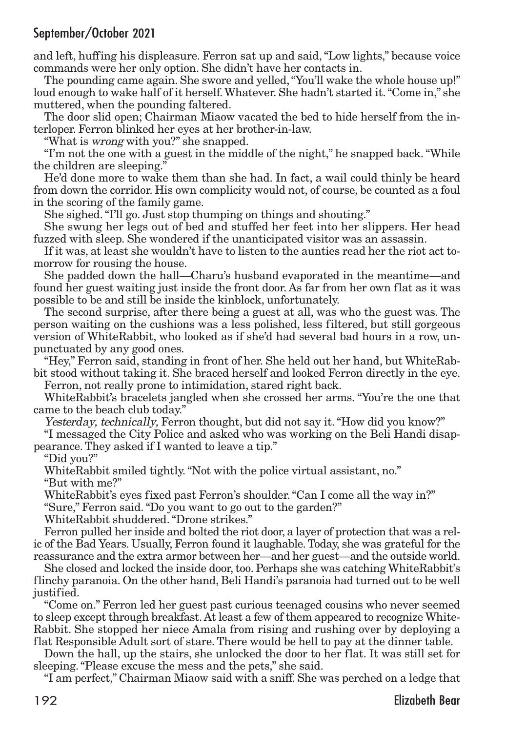and left, huffing his displeasure. Ferron sat up and said, "Low lights," because voice commands were her only option. She didn't have her contacts in.

The pounding came again. She swore and yelled, "You'll wake the whole house up!" loud enough to wake half of it herself. Whatever. She hadn't started it. "Come in," she muttered, when the pounding faltered.

The door slid open; Chairman Miaow vacated the bed to hide herself from the interloper. Ferron blinked her eyes at her brother-in-law.

"What is *wrong* with you?" she snapped.

"I'm not the one with a guest in the middle of the night," he snapped back. "While the children are sleeping."

He'd done more to wake them than she had. In fact, a wail could thinly be heard from down the corridor. His own complicity would not, of course, be counted as a foul in the scoring of the family game.

She sighed. "I'll go. Just stop thumping on things and shouting."

She swung her legs out of bed and stuffed her feet into her slippers. Her head fuzzed with sleep. She wondered if the unanticipated visitor was an assassin.

If it was, at least she wouldn't have to listen to the aunties read her the riot act tomorrow for rousing the house.

She padded down the hall—Charu's husband evaporated in the meantime—and found her guest waiting just inside the front door. As far from her own flat as it was possible to be and still be inside the kinblock, unfortunately.

The second surprise, after there being a guest at all, was who the guest was. The person waiting on the cushions was a less polished, less filtered, but still gorgeous version of WhiteRabbit, who looked as if she'd had several bad hours in a row, unpunctuated by any good ones.

"Hey," Ferron said, standing in front of her. She held out her hand, but WhiteRabbit stood without taking it. She braced herself and looked Ferron directly in the eye.

Ferron, not really prone to intimidation, stared right back.

WhiteRabbit's bracelets jangled when she crossed her arms. "You're the one that came to the beach club today."

*Yesterday, technically,* Ferron thought, but did not say it. "How did you know?"

"I messaged the City Police and asked who was working on the Beli Handi disappearance. They asked if I wanted to leave a tip."

"Did you?"

WhiteRabbit smiled tightly. "Not with the police virtual assistant, no."

"But with me?"

WhiteRabbit's eyes fixed past Ferron's shoulder. "Can I come all the way in?"

"Sure," Ferron said. "Do you want to go out to the garden?"

WhiteRabbit shuddered. "Drone strikes."

Ferron pulled her inside and bolted the riot door, a layer of protection that was a relic of the Bad Years. Usually, Ferron found it laughable. Today, she was grateful for the reassurance and the extra armor between her—and her guest—and the outside world.

She closed and locked the inside door, too. Perhaps she was catching WhiteRabbit's flinchy paranoia. On the other hand, Beli Handi's paranoia had turned out to be well justified.

"Come on." Ferron led her guest past curious teenaged cousins who never seemed to sleep except through breakfast. At least a few of them appeared to recognize WhiteRabbit. She stopped her niece Amala from rising and rushing over by deploying a flat Responsible Adult sort of stare. There would be hell to pay at the dinner table.

Down the hall, up the stairs, she unlocked the door to her flat. It was still set for sleeping. "Please excuse the mess and the pets," she said.

"I am perfect," Chairman Miaow said with a sniff. She was perched on a ledge that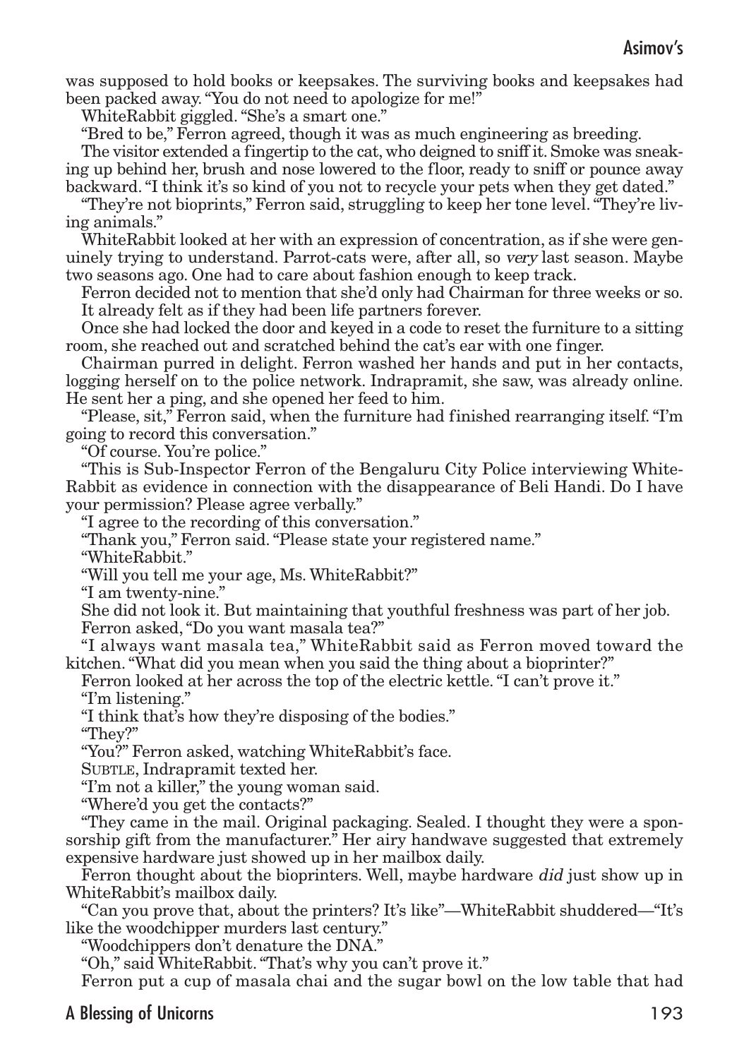was supposed to hold books or keepsakes. The surviving books and keepsakes had been packed away. "You do not need to apologize for me!"

WhiteRabbit giggled. "She's a smart one."

"Bred to be," Ferron agreed, though it was as much engineering as breeding.

The visitor extended a fingertip to the cat, who deigned to sniff it. Smoke was sneaking up behind her, brush and nose lowered to the floor, ready to sniff or pounce away backward. "I think it's so kind of you not to recycle your pets when they get dated."

"They're not bioprints," Ferron said, struggling to keep her tone level. "They're living animals."

WhiteRabbit looked at her with an expression of concentration, as if she were genuinely trying to understand. Parrot-cats were, after all, so *very* last season. Maybe two seasons ago. One had to care about fashion enough to keep track.

Ferron decided not to mention that she'd only had Chairman for three weeks or so. It already felt as if they had been life partners forever.

Once she had locked the door and keyed in a code to reset the furniture to a sitting room, she reached out and scratched behind the cat's ear with one finger.

Chairman purred in delight. Ferron washed her hands and put in her contacts, logging herself on to the police network. Indrapramit, she saw, was already online. He sent her a ping, and she opened her feed to him.

"Please, sit," Ferron said, when the furniture had finished rearranging itself. "I'm going to record this conversation."

"Of course. You're police."

"This is Sub-Inspector Ferron of the Bengaluru City Police interviewing WhiteRabbit as evidence in connection with the disappearance of Beli Handi. Do I have your permission? Please agree verbally."

"I agree to the recording of this conversation."

"Thank you," Ferron said. "Please state your registered name."

"WhiteRabbit."

"Will you tell me your age, Ms. WhiteRabbit?"

"I am twenty-nine."

She did not look it. But maintaining that youthful freshness was part of her job.

Ferron asked, "Do you want masala tea?"

"I always want masala tea," WhiteRabbit said as Ferron moved toward the kitchen. "What did you mean when you said the thing about a bioprinter?"

Ferron looked at her across the top of the electric kettle. "I can't prove it."

"I'm listening."

"I think that's how they're disposing of the bodies."

"They?"

"You?" Ferron asked, watching WhiteRabbit's face.

SUBTLE, Indrapramit texted her.

"I'm not a killer," the young woman said.

"Where'd you get the contacts?"

"They came in the mail. Original packaging. Sealed. I thought they were a sponsorship gift from the manufacturer." Her airy handwave suggested that extremely expensive hardware just showed up in her mailbox daily.

Ferron thought about the bioprinters. Well, maybe hardware *did* just show up in WhiteRabbit's mailbox daily.

"Can you prove that, about the printers? It's like"—WhiteRabbit shuddered—"It's like the woodchipper murders last century."

"Woodchippers don't denature the DNA."

"Oh," said WhiteRabbit. "That's why you can't prove it."

Ferron put a cup of masala chai and the sugar bowl on the low table that had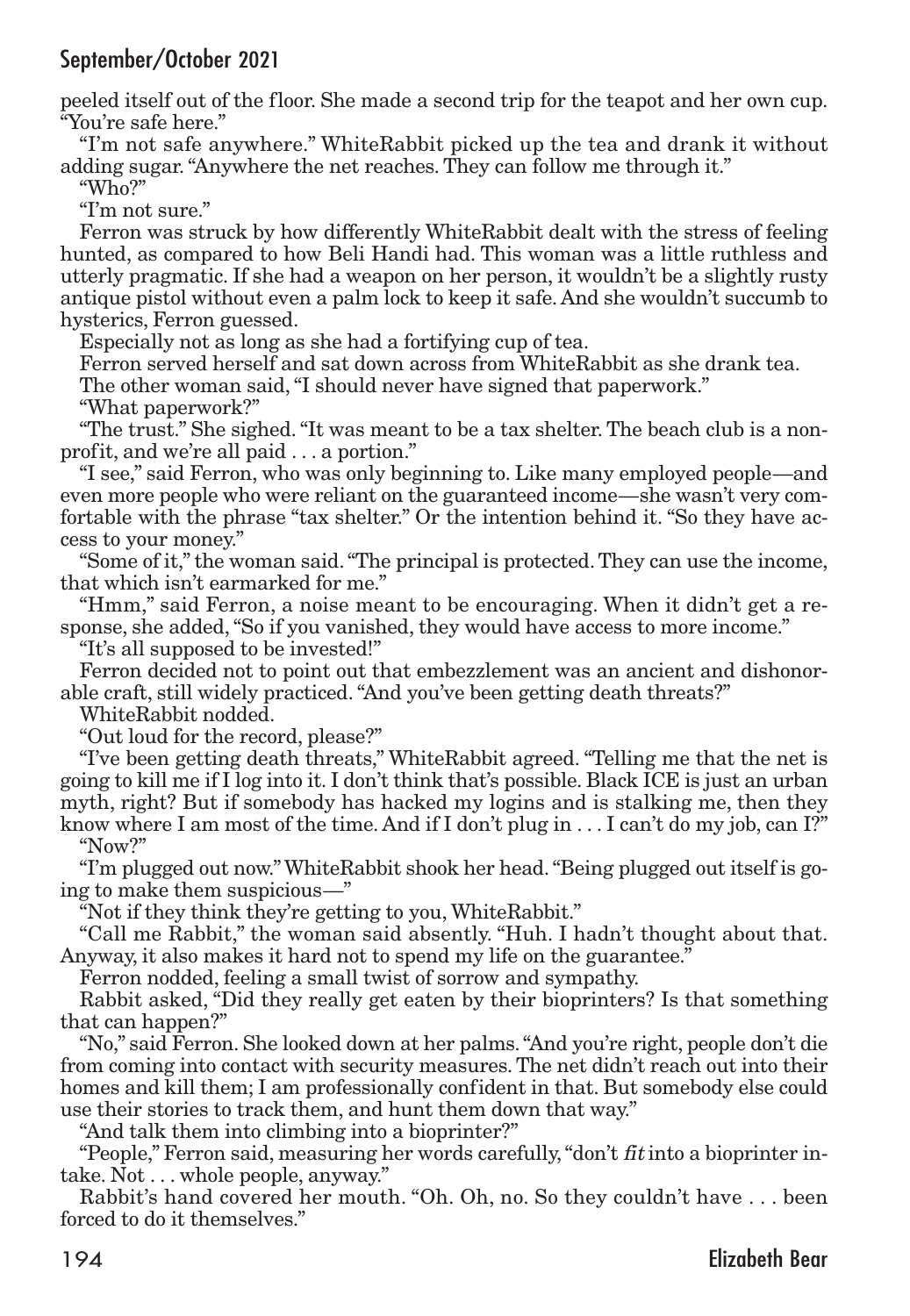peeled itself out of the floor. She made a second trip for the teapot and her own cup. "You're safe here."

"I'm not safe anywhere." WhiteRabbit picked up the tea and drank it without adding sugar. "Anywhere the net reaches. They can follow me through it."

"Who?"

"I'm not sure."

Ferron was struck by how differently WhiteRabbit dealt with the stress of feeling hunted, as compared to how Beli Handi had. This woman was a little ruthless and utterly pragmatic. If she had a weapon on her person, it wouldn't be a slightly rusty antique pistol without even a palm lock to keep it safe. And she wouldn't succumb to hysterics, Ferron guessed.

Especially not as long as she had a fortifying cup of tea.

Ferron served herself and sat down across from WhiteRabbit as she drank tea.

The other woman said, "I should never have signed that paperwork."

"What paperwork?"

"The trust." She sighed. "It was meant to be a tax shelter. The beach club is a nonprofit, and we're all paid . . . a portion."

"I see," said Ferron, who was only beginning to. Like many employed people—and even more people who were reliant on the guaranteed income—she wasn't very comfortable with the phrase "tax shelter." Or the intention behind it. "So they have access to your money."

"Some of it," the woman said. "The principal is protected. They can use the income, that which isn't earmarked for me."

"Hmm," said Ferron, a noise meant to be encouraging. When it didn't get a response, she added, "So if you vanished, they would have access to more income."

"It's all supposed to be invested!"

Ferron decided not to point out that embezzlement was an ancient and dishonorable craft, still widely practiced. "And you've been getting death threats?"

WhiteRabbit nodded.

"Out loud for the record, please?"

"I've been getting death threats," WhiteRabbit agreed. "Telling me that the net is going to kill me if I log into it. I don't think that's possible. Black ICE is just an urban myth, right? But if somebody has hacked my logins and is stalking me, then they know where I am most of the time. And if I don't plug in . . . I can't do my job, can I?"

"Now?"

"I'm plugged out now." WhiteRabbit shook her head. "Being plugged out itself is going to make them suspicious—"

"Not if they think they're getting to you, WhiteRabbit."

"Call me Rabbit," the woman said absently. "Huh. I hadn't thought about that. Anyway, it also makes it hard not to spend my life on the guarantee."

Ferron nodded, feeling a small twist of sorrow and sympathy.

Rabbit asked, "Did they really get eaten by their bioprinters? Is that something that can happen?"

"No," said Ferron. She looked down at her palms. "And you're right, people don't die from coming into contact with security measures. The net didn't reach out into their homes and kill them; I am professionally confident in that. But somebody else could use their stories to track them, and hunt them down that way."

"And talk them into climbing into a bioprinter?"

"People," Ferron said, measuring her words carefully, "don't *fit* into a bioprinter intake. Not . . . whole people, anyway."

Rabbit's hand covered her mouth. "Oh. Oh, no. So they couldn't have . . . been forced to do it themselves."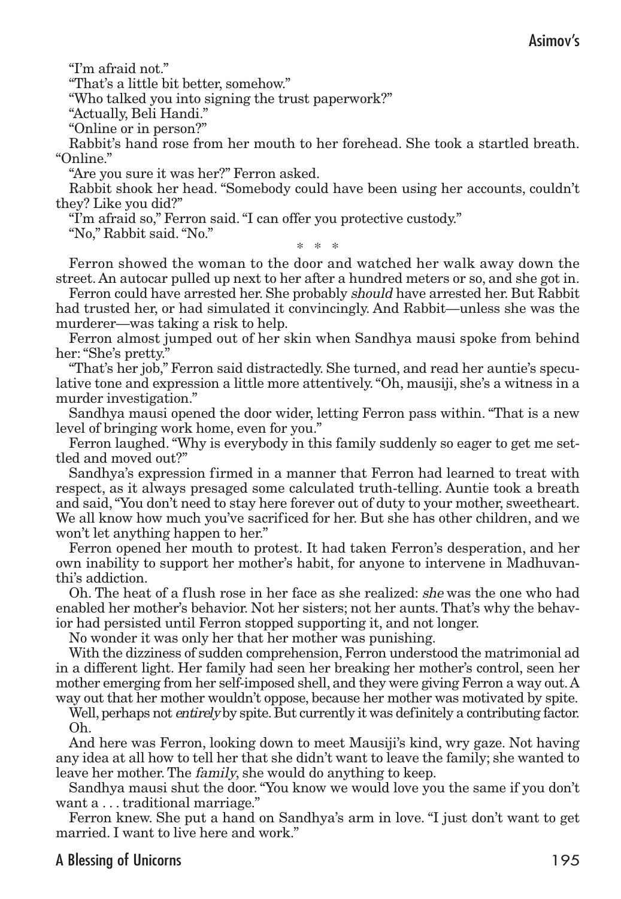"I'm afraid not."

"That's a little bit better, somehow."

"Who talked you into signing the trust paperwork?"

"Actually, Beli Handi."

"Online or in person?"

Rabbit's hand rose from her mouth to her forehead. She took a startled breath. "Online."

"Are you sure it was her?" Ferron asked.

Rabbit shook her head. "Somebody could have been using her accounts, couldn't they? Like you did?"

"I'm afraid so," Ferron said. "I can offer you protective custody."

"No," Rabbit said. "No."

\* \* \*

Ferron showed the woman to the door and watched her walk away down the street. An autocar pulled up next to her after a hundred meters or so, and she got in.

Ferron could have arrested her. She probably *should* have arrested her. But Rabbit had trusted her, or had simulated it convincingly. And Rabbit—unless she was the murderer—was taking a risk to help.

Ferron almost jumped out of her skin when Sandhya mausi spoke from behind her: "She's pretty."

"That's her job," Ferron said distractedly. She turned, and read her auntie's speculative tone and expression a little more attentively. "Oh, mausiji, she's a witness in a murder investigation."

Sandhya mausi opened the door wider, letting Ferron pass within. "That is a new level of bringing work home, even for you."

Ferron laughed. "Why is everybody in this family suddenly so eager to get me settled and moved out?"

Sandhya's expression firmed in a manner that Ferron had learned to treat with respect, as it always presaged some calculated truth-telling. Auntie took a breath and said, "You don't need to stay here forever out of duty to your mother, sweetheart. We all know how much you've sacrificed for her. But she has other children, and we won't let anything happen to her."

Ferron opened her mouth to protest. It had taken Ferron's desperation, and her own inability to support her mother's habit, for anyone to intervene in Madhuvanthi's addiction.

Oh. The heat of a flush rose in her face as she realized: *she* was the one who had enabled her mother's behavior. Not her sisters; not her aunts. That's why the behavior had persisted until Ferron stopped supporting it, and not longer.

No wonder it was only her that her mother was punishing.

With the dizziness of sudden comprehension, Ferron understood the matrimonial ad in a different light. Her family had seen her breaking her mother's control, seen her mother emerging from her self-imposed shell, and they were giving Ferron a way out. A way out that her mother wouldn't oppose, because her mother was motivated by spite.

Well, perhaps not *entirely* by spite. But currently it was definitely a contributing factor. Oh.

And here was Ferron, looking down to meet Mausiji's kind, wry gaze. Not having any idea at all how to tell her that she didn't want to leave the family; she wanted to leave her mother. The *family*, she would do anything to keep.

Sandhya mausi shut the door. "You know we would love you the same if you don't want a . . . traditional marriage."

Ferron knew. She put a hand on Sandhya's arm in love. "I just don't want to get married. I want to live here and work."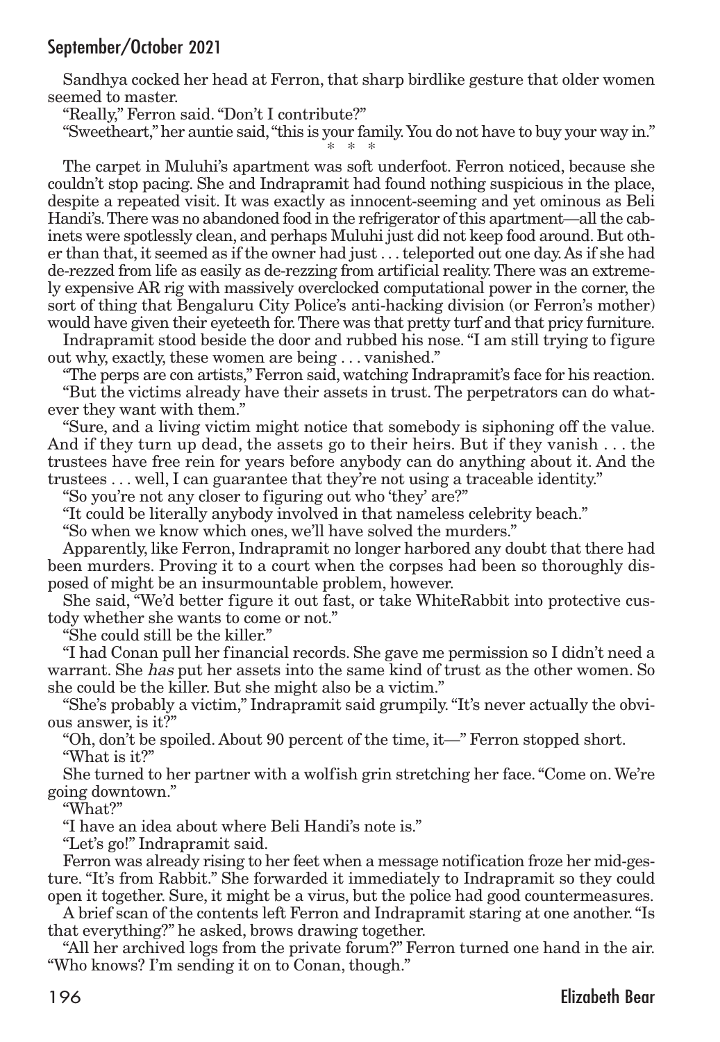Sandhya cocked her head at Ferron, that sharp birdlike gesture that older women seemed to master.

"Really," Ferron said. "Don't I contribute?"

"Sweetheart," her auntie said, "this is your family. You do not have to buy your way in."

\* \* \*

The carpet in Muluhi's apartment was soft underfoot. Ferron noticed, because she couldn't stop pacing. She and Indrapramit had found nothing suspicious in the place, despite a repeated visit. It was exactly as innocent-seeming and yet ominous as Beli Handi's. There was no abandoned food in the refrigerator of this apartment—all the cabinets were spotlessly clean, and perhaps Muluhi just did not keep food around. But other than that, it seemed as if the owner had just . . . teleported out one day. As if she had de-rezzed from life as easily as de-rezzing from artificial reality. There was an extremely expensive AR rig with massively overclocked computational power in the corner, the sort of thing that Bengaluru City Police's anti-hacking division (or Ferron's mother) would have given their eyeteeth for. There was that pretty turf and that pricy furniture.

Indrapramit stood beside the door and rubbed his nose. "I am still trying to figure out why, exactly, these women are being . . . vanished."

"The perps are con artists," Ferron said, watching Indrapramit's face for his reaction.

"But the victims already have their assets in trust. The perpetrators can do whatever they want with them."

"Sure, and a living victim might notice that somebody is siphoning off the value. And if they turn up dead, the assets go to their heirs. But if they vanish . . . the trustees have free rein for years before anybody can do anything about it. And the trustees . . . well, I can guarantee that they're not using a traceable identity."

"So you're not any closer to figuring out who 'they' are?"

"It could be literally anybody involved in that nameless celebrity beach."

"So when we know which ones, we'll have solved the murders."

Apparently, like Ferron, Indrapramit no longer harbored any doubt that there had been murders. Proving it to a court when the corpses had been so thoroughly disposed of might be an insurmountable problem, however.

She said, "We'd better figure it out fast, or take WhiteRabbit into protective custody whether she wants to come or not."

"She could still be the killer."

"I had Conan pull her financial records. She gave me permission so I didn't need a warrant. She *has* put her assets into the same kind of trust as the other women. So she could be the killer. But she might also be a victim."

"She's probably a victim," Indrapramit said grumpily. "It's never actually the obvious answer, is it?"

"Oh, don't be spoiled. About 90 percent of the time, it—" Ferron stopped short.

"What is it?"

She turned to her partner with a wolfish grin stretching her face. "Come on. We're going downtown."

"What?"

"I have an idea about where Beli Handi's note is."

"Let's go!" Indrapramit said.

Ferron was already rising to her feet when a message notification froze her mid-gesture. "It's from Rabbit." She forwarded it immediately to Indrapramit so they could open it together. Sure, it might be a virus, but the police had good countermeasures.

A brief scan of the contents left Ferron and Indrapramit staring at one another. "Is that everything?" he asked, brows drawing together.

"All her archived logs from the private forum?" Ferron turned one hand in the air. "Who knows? I'm sending it on to Conan, though."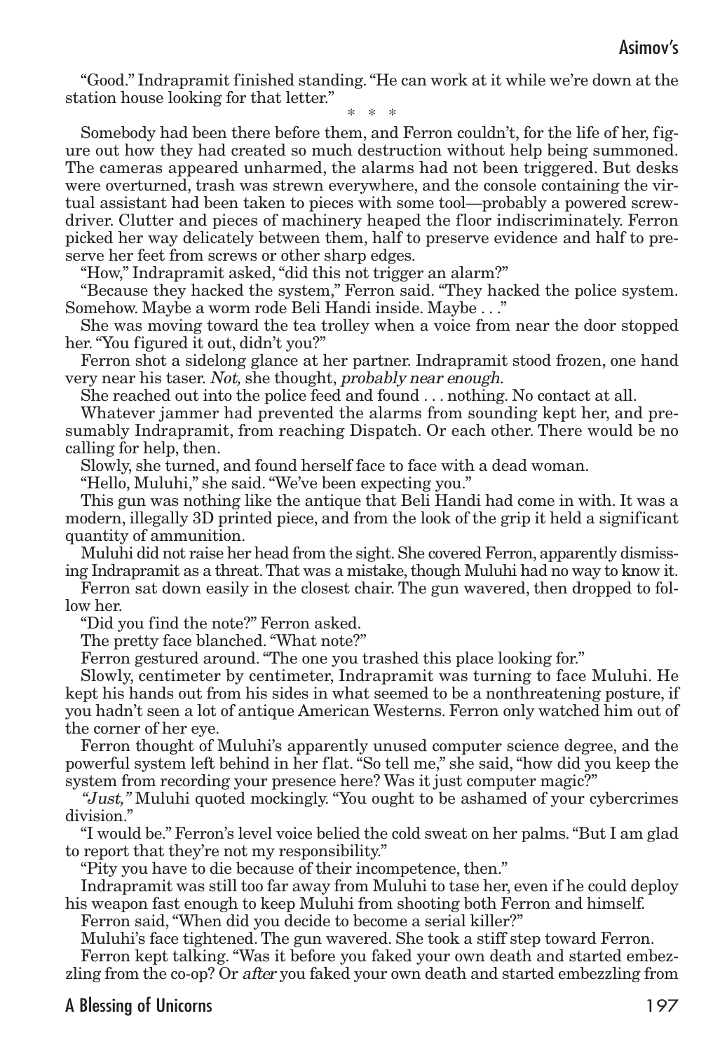"Good." Indrapramit finished standing. "He can work at it while we're down at the station house looking for that letter."

\* \* \*

Somebody had been there before them, and Ferron couldn't, for the life of her, figure out how they had created so much destruction without help being summoned. The cameras appeared unharmed, the alarms had not been triggered. But desks were overturned, trash was strewn everywhere, and the console containing the virtual assistant had been taken to pieces with some tool—probably a powered screwdriver. Clutter and pieces of machinery heaped the floor indiscriminately. Ferron picked her way delicately between them, half to preserve evidence and half to preserve her feet from screws or other sharp edges.

"How," Indrapramit asked, "did this not trigger an alarm?"

"Because they hacked the system," Ferron said. "They hacked the police system. Somehow. Maybe a worm rode Beli Handi inside. Maybe . . ."

She was moving toward the tea trolley when a voice from near the door stopped her. "You figured it out, didn't you?"

Ferron shot a sidelong glance at her partner. Indrapramit stood frozen, one hand very near his taser. *Not,* she thought, *probably near enough.*

She reached out into the police feed and found . . . nothing. No contact at all.

Whatever jammer had prevented the alarms from sounding kept her, and presumably Indrapramit, from reaching Dispatch. Or each other. There would be no calling for help, then.

Slowly, she turned, and found herself face to face with a dead woman.

"Hello, Muluhi," she said. "We've been expecting you."

This gun was nothing like the antique that Beli Handi had come in with. It was a modern, illegally 3D printed piece, and from the look of the grip it held a significant quantity of ammunition.

Muluhi did not raise her head from the sight. She covered Ferron, apparently dismissing Indrapramit as a threat. That was a mistake, though Muluhi had no way to know it.

Ferron sat down easily in the closest chair. The gun wavered, then dropped to follow her.

"Did you find the note?" Ferron asked.

The pretty face blanched. "What note?"

Ferron gestured around. "The one you trashed this place looking for."

Slowly, centimeter by centimeter, Indrapramit was turning to face Muluhi. He kept his hands out from his sides in what seemed to be a nonthreatening posture, if you hadn't seen a lot of antique American Westerns. Ferron only watched him out of the corner of her eye.

Ferron thought of Muluhi's apparently unused computer science degree, and the powerful system left behind in her flat. "So tell me," she said, "how did you keep the system from recording your presence here? Was it just computer magic?"

*"Just,"* Muluhi quoted mockingly. "You ought to be ashamed of your cybercrimes division."

"I would be." Ferron's level voice belied the cold sweat on her palms. "But I am glad to report that they're not my responsibility."

"Pity you have to die because of their incompetence, then."

Indrapramit was still too far away from Muluhi to tase her, even if he could deploy his weapon fast enough to keep Muluhi from shooting both Ferron and himself.

Ferron said, "When did you decide to become a serial killer?"

Muluhi's face tightened. The gun wavered. She took a stiff step toward Ferron.

Ferron kept talking. "Was it before you faked your own death and started embezzling from the co-op? Or *after* you faked your own death and started embezzling from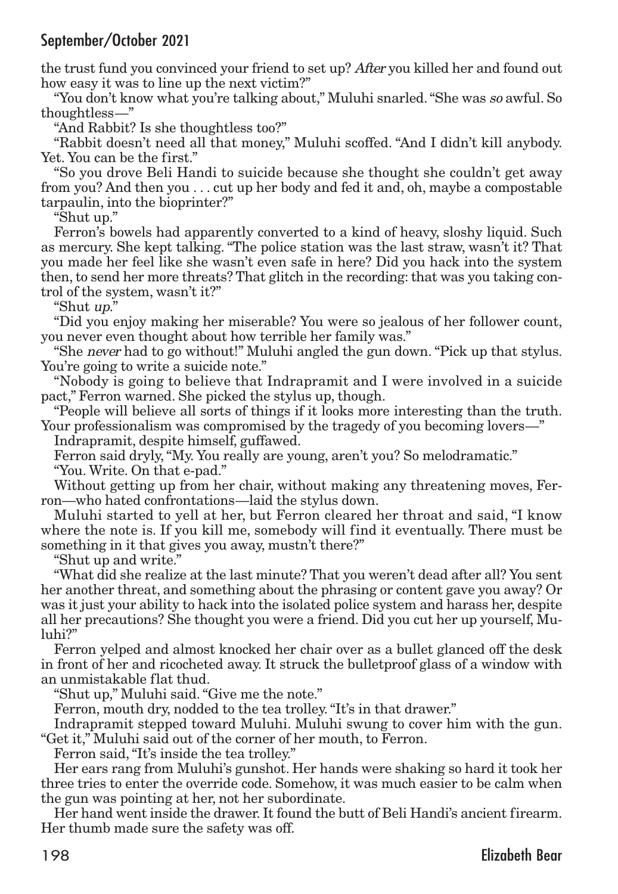the trust fund you convinced your friend to set up? *After* you killed her and found out how easy it was to line up the next victim?"

"You don't know what you're talking about," Muluhi snarled. "She was *so* awful. So thoughtless—"

"And Rabbit? Is she thoughtless too?"

"Rabbit doesn't need all that money," Muluhi scoffed. "And I didn't kill anybody. Yet. You can be the first."

"So you drove Beli Handi to suicide because she thought she couldn't get away from you? And then you . . . cut up her body and fed it and, oh, maybe a compostable tarpaulin, into the bioprinter?"

"Shut up."

Ferron's bowels had apparently converted to a kind of heavy, sloshy liquid. Such as mercury. She kept talking. "The police station was the last straw, wasn't it? That you made her feel like she wasn't even safe in here? Did you hack into the system then, to send her more threats? That glitch in the recording: that was you taking control of the system, wasn't it?"

"Shut *up*."

"Did you enjoy making her miserable? You were so jealous of her follower count, you never even thought about how terrible her family was."

"She *never* had to go without!" Muluhi angled the gun down. "Pick up that stylus. You're going to write a suicide note."

"Nobody is going to believe that Indrapramit and I were involved in a suicide pact," Ferron warned. She picked the stylus up, though.

"People will believe all sorts of things if it looks more interesting than the truth. Your professionalism was compromised by the tragedy of you becoming lovers—"

Indrapramit, despite himself, guffawed.

Ferron said dryly, "My. You really are young, aren't you? So melodramatic."

"You. Write. On that e-pad."

Without getting up from her chair, without making any threatening moves, Ferron—who hated confrontations—laid the stylus down.

Muluhi started to yell at her, but Ferron cleared her throat and said, "I know where the note is. If you kill me, somebody will find it eventually. There must be something in it that gives you away, mustn't there?"

"Shut up and write."

"What did she realize at the last minute? That you weren't dead after all? You sent her another threat, and something about the phrasing or content gave you away? Or was it just your ability to hack into the isolated police system and harass her, despite all her precautions? She thought you were a friend. Did you cut her up yourself, Muluhi?"

Ferron yelped and almost knocked her chair over as a bullet glanced off the desk in front of her and ricocheted away. It struck the bulletproof glass of a window with an unmistakable flat thud.

"Shut up," Muluhi said. "Give me the note."

Ferron, mouth dry, nodded to the tea trolley. "It's in that drawer."

Indrapramit stepped toward Muluhi. Muluhi swung to cover him with the gun. "Get it," Muluhi said out of the corner of her mouth, to Ferron.

Ferron said, "It's inside the tea trolley."

Her ears rang from Muluhi's gunshot. Her hands were shaking so hard it took her three tries to enter the override code. Somehow, it was much easier to be calm when the gun was pointing at her, not her subordinate.

Her hand went inside the drawer. It found the butt of Beli Handi's ancient firearm. Her thumb made sure the safety was off.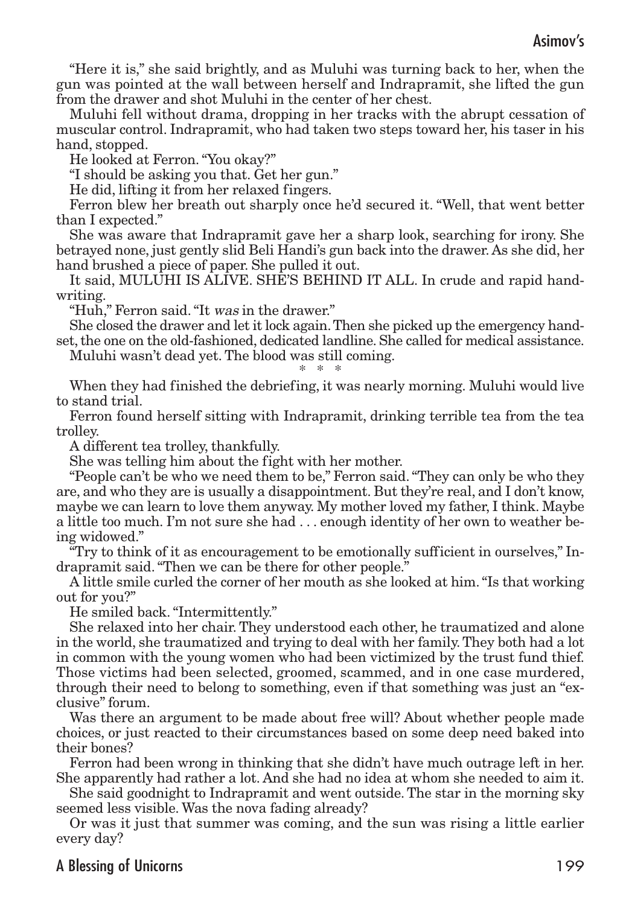"Here it is," she said brightly, and as Muluhi was turning back to her, when the gun was pointed at the wall between herself and Indrapramit, she lifted the gun from the drawer and shot Muluhi in the center of her chest.

Muluhi fell without drama, dropping in her tracks with the abrupt cessation of muscular control. Indrapramit, who had taken two steps toward her, his taser in his hand, stopped.

He looked at Ferron. "You okay?"

"I should be asking you that. Get her gun."

He did, lifting it from her relaxed fingers.

Ferron blew her breath out sharply once he'd secured it. "Well, that went better than I expected."

She was aware that Indrapramit gave her a sharp look, searching for irony. She betrayed none, just gently slid Beli Handi's gun back into the drawer. As she did, her hand brushed a piece of paper. She pulled it out.

It said, MULUHI IS ALIVE. SHE'S BEHIND IT ALL. In crude and rapid handwriting.

"Huh," Ferron said. "It *was* in the drawer."

She closed the drawer and let it lock again. Then she picked up the emergency handset, the one on the old-fashioned, dedicated landline. She called for medical assistance.

Muluhi wasn't dead yet. The blood was still coming.

\* \* \*

When they had finished the debriefing, it was nearly morning. Muluhi would live to stand trial.

Ferron found herself sitting with Indrapramit, drinking terrible tea from the tea trolley.

A different tea trolley, thankfully.

She was telling him about the fight with her mother.

"People can't be who we need them to be," Ferron said. "They can only be who they are, and who they are is usually a disappointment. But they're real, and I don't know, maybe we can learn to love them anyway. My mother loved my father, I think. Maybe a little too much. I'm not sure she had . . . enough identity of her own to weather being widowed."

"Try to think of it as encouragement to be emotionally sufficient in ourselves," Indrapramit said. "Then we can be there for other people."

A little smile curled the corner of her mouth as she looked at him. "Is that working out for you?"

He smiled back. "Intermittently."

She relaxed into her chair. They understood each other, he traumatized and alone in the world, she traumatized and trying to deal with her family. They both had a lot in common with the young women who had been victimized by the trust fund thief. Those victims had been selected, groomed, scammed, and in one case murdered, through their need to belong to something, even if that something was just an "exclusive" forum.

Was there an argument to be made about free will? About whether people made choices, or just reacted to their circumstances based on some deep need baked into their bones?

Ferron had been wrong in thinking that she didn't have much outrage left in her. She apparently had rather a lot. And she had no idea at whom she needed to aim it.

She said goodnight to Indrapramit and went outside. The star in the morning sky seemed less visible. Was the nova fading already?

Or was it just that summer was coming, and the sun was rising a little earlier every day?